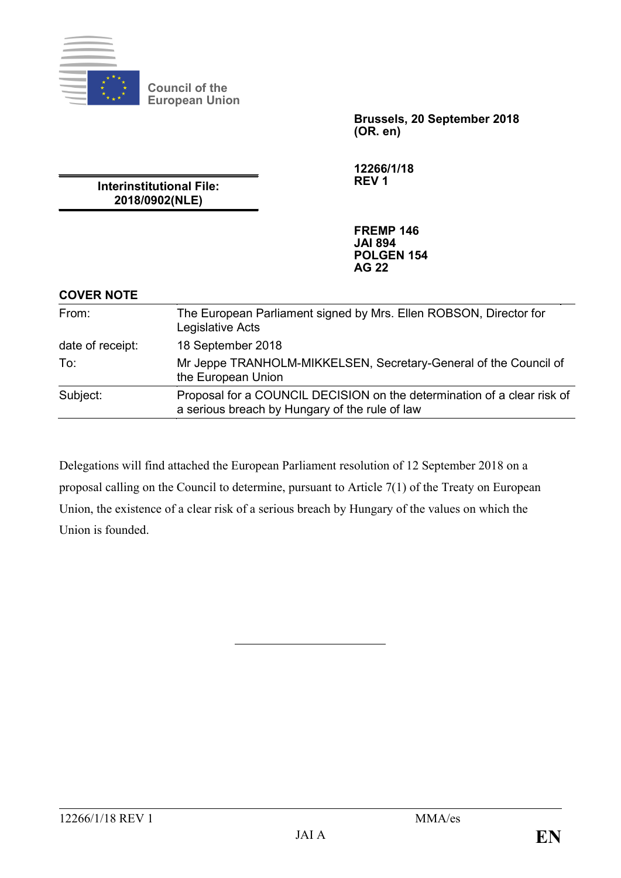Council of the European Union

**Brussels, 20 September 2018**
**(OR. en)**

**12266/1/18**
**REV 1**

**Interinstitutional File:**
**2018/0902(NLE)**

**FREMP 146**
**JAI 894**
**POLGEN 154**
**AG 22**

**COVER NOTE**

| | |
|---|---|
| From: | The European Parliament signed by Mrs. Ellen ROBSON, Director for Legislative Acts |
| date of receipt: | 18 September 2018 |
| To: | Mr Jeppe TRANHOLM-MIKKELSEN, Secretary-General of the Council of the European Union |
| Subject: | Proposal for a COUNCIL DECISION on the determination of a clear risk of a serious breach by Hungary of the rule of law |

Delegations will find attached the European Parliament resolution of 12 September 2018 on a proposal calling on the Council to determine, pursuant to Article 7(1) of the Treaty on European Union, the existence of a clear risk of a serious breach by Hungary of the values on which the Union is founded.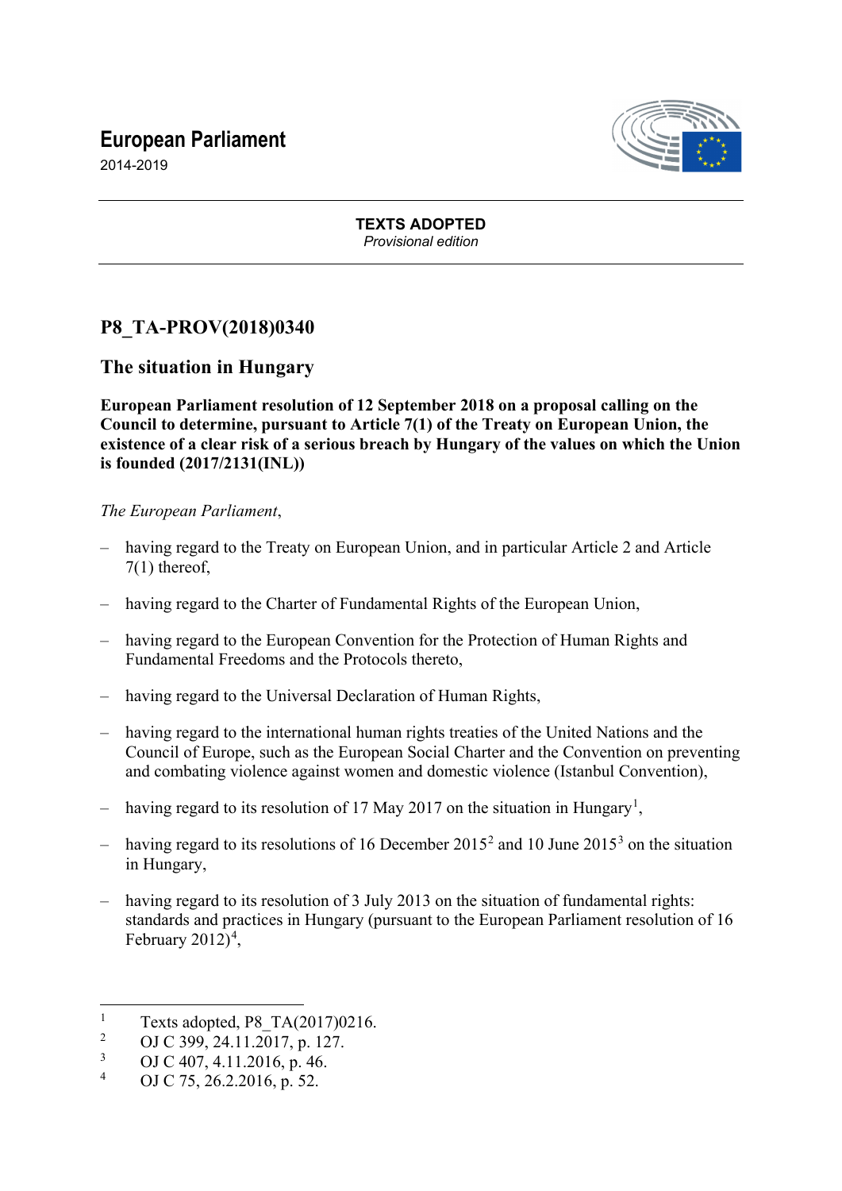# European Parliament

2014-2019

**TEXTS ADOPTED**
*Provisional edition*

## P8_TA-PROV(2018)0340

## The situation in Hungary

**European Parliament resolution of 12 September 2018 on a proposal calling on the Council to determine, pursuant to Article 7(1) of the Treaty on European Union, the existence of a clear risk of a serious breach by Hungary of the values on which the Union is founded (2017/2131(INL))**

*The European Parliament*,

– having regard to the Treaty on European Union, and in particular Article 2 and Article 7(1) thereof,

– having regard to the Charter of Fundamental Rights of the European Union,

– having regard to the European Convention for the Protection of Human Rights and Fundamental Freedoms and the Protocols thereto,

– having regard to the Universal Declaration of Human Rights,

– having regard to the international human rights treaties of the United Nations and the Council of Europe, such as the European Social Charter and the Convention on preventing and combating violence against women and domestic violence (Istanbul Convention),

– having regard to its resolution of 17 May 2017 on the situation in Hungary[1],

– having regard to its resolutions of 16 December 2015[2] and 10 June 2015[3] on the situation in Hungary,

– having regard to its resolution of 3 July 2013 on the situation of fundamental rights: standards and practices in Hungary (pursuant to the European Parliament resolution of 16 February 2012)[4],

---

[1] Texts adopted, P8_TA(2017)0216.

[2] OJ C 399, 24.11.2017, p. 127.

[3] OJ C 407, 4.11.2016, p. 46.

[4] OJ C 75, 26.2.2016, p. 52.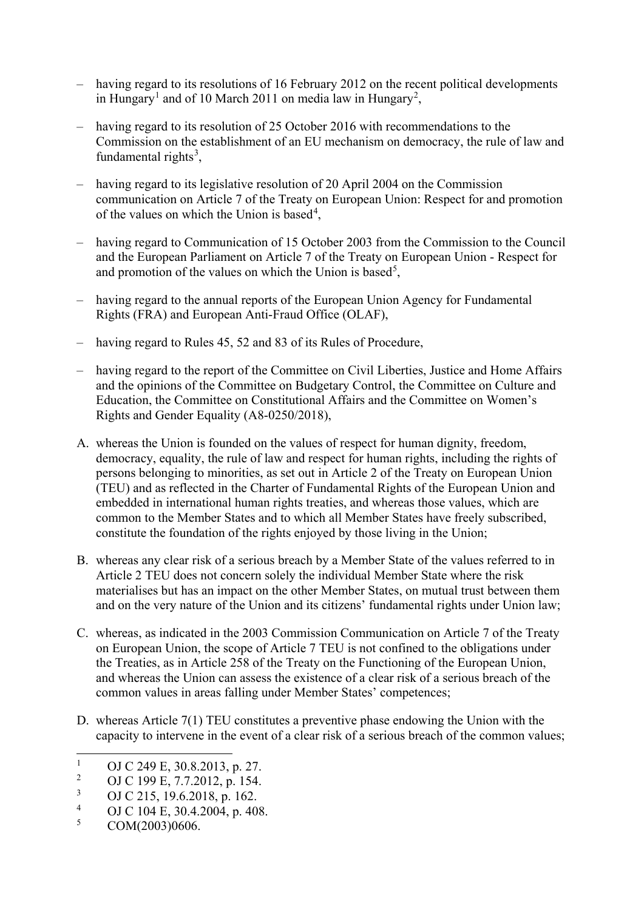– having regard to its resolutions of 16 February 2012 on the recent political developments in Hungary[1] and of 10 March 2011 on media law in Hungary[2],

– having regard to its resolution of 25 October 2016 with recommendations to the Commission on the establishment of an EU mechanism on democracy, the rule of law and fundamental rights[3],

– having regard to its legislative resolution of 20 April 2004 on the Commission communication on Article 7 of the Treaty on European Union: Respect for and promotion of the values on which the Union is based[4],

– having regard to Communication of 15 October 2003 from the Commission to the Council and the European Parliament on Article 7 of the Treaty on European Union - Respect for and promotion of the values on which the Union is based[5],

– having regard to the annual reports of the European Union Agency for Fundamental Rights (FRA) and European Anti-Fraud Office (OLAF),

– having regard to Rules 45, 52 and 83 of its Rules of Procedure,

– having regard to the report of the Committee on Civil Liberties, Justice and Home Affairs and the opinions of the Committee on Budgetary Control, the Committee on Culture and Education, the Committee on Constitutional Affairs and the Committee on Women's Rights and Gender Equality (A8-0250/2018),

A. whereas the Union is founded on the values of respect for human dignity, freedom, democracy, equality, the rule of law and respect for human rights, including the rights of persons belonging to minorities, as set out in Article 2 of the Treaty on European Union (TEU) and as reflected in the Charter of Fundamental Rights of the European Union and embedded in international human rights treaties, and whereas those values, which are common to the Member States and to which all Member States have freely subscribed, constitute the foundation of the rights enjoyed by those living in the Union;

B. whereas any clear risk of a serious breach by a Member State of the values referred to in Article 2 TEU does not concern solely the individual Member State where the risk materialises but has an impact on the other Member States, on mutual trust between them and on the very nature of the Union and its citizens' fundamental rights under Union law;

C. whereas, as indicated in the 2003 Commission Communication on Article 7 of the Treaty on European Union, the scope of Article 7 TEU is not confined to the obligations under the Treaties, as in Article 258 of the Treaty on the Functioning of the European Union, and whereas the Union can assess the existence of a clear risk of a serious breach of the common values in areas falling under Member States' competences;

D. whereas Article 7(1) TEU constitutes a preventive phase endowing the Union with the capacity to intervene in the event of a clear risk of a serious breach of the common values;

---

[1] OJ C 249 E, 30.8.2013, p. 27.
[2] OJ C 199 E, 7.7.2012, p. 154.
[3] OJ C 215, 19.6.2018, p. 162.
[4] OJ C 104 E, 30.4.2004, p. 408.
[5] COM(2003)0606.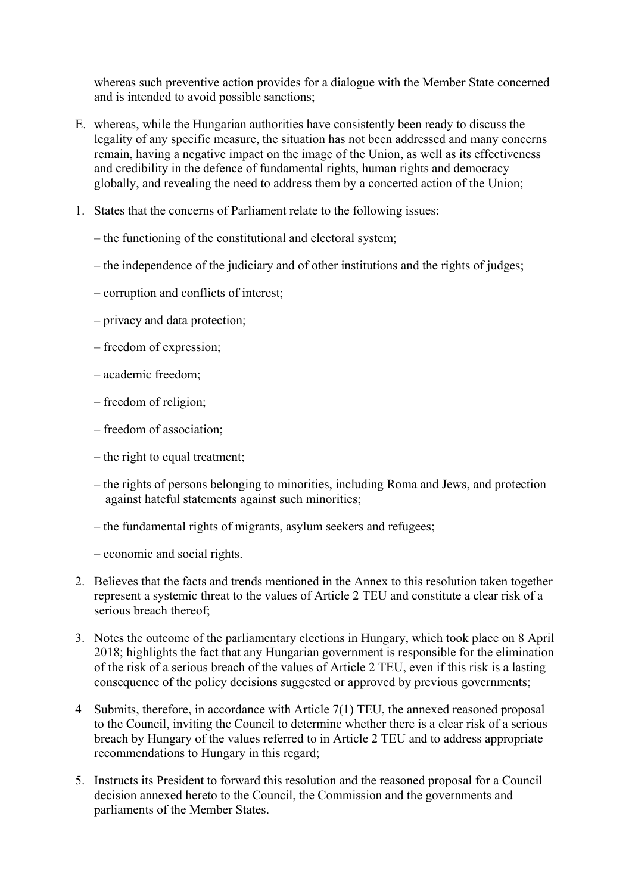whereas such preventive action provides for a dialogue with the Member State concerned and is intended to avoid possible sanctions;

E. whereas, while the Hungarian authorities have consistently been ready to discuss the legality of any specific measure, the situation has not been addressed and many concerns remain, having a negative impact on the image of the Union, as well as its effectiveness and credibility in the defence of fundamental rights, human rights and democracy globally, and revealing the need to address them by a concerted action of the Union;

1. States that the concerns of Parliament relate to the following issues:

   – the functioning of the constitutional and electoral system;

   – the independence of the judiciary and of other institutions and the rights of judges;

   – corruption and conflicts of interest;

   – privacy and data protection;

   – freedom of expression;

   – academic freedom;

   – freedom of religion;

   – freedom of association;

   – the right to equal treatment;

   – the rights of persons belonging to minorities, including Roma and Jews, and protection against hateful statements against such minorities;

   – the fundamental rights of migrants, asylum seekers and refugees;

   – economic and social rights.

2. Believes that the facts and trends mentioned in the Annex to this resolution taken together represent a systemic threat to the values of Article 2 TEU and constitute a clear risk of a serious breach thereof;

3. Notes the outcome of the parliamentary elections in Hungary, which took place on 8 April 2018; highlights the fact that any Hungarian government is responsible for the elimination of the risk of a serious breach of the values of Article 2 TEU, even if this risk is a lasting consequence of the policy decisions suggested or approved by previous governments;

4 Submits, therefore, in accordance with Article 7(1) TEU, the annexed reasoned proposal to the Council, inviting the Council to determine whether there is a clear risk of a serious breach by Hungary of the values referred to in Article 2 TEU and to address appropriate recommendations to Hungary in this regard;

5. Instructs its President to forward this resolution and the reasoned proposal for a Council decision annexed hereto to the Council, the Commission and the governments and parliaments of the Member States.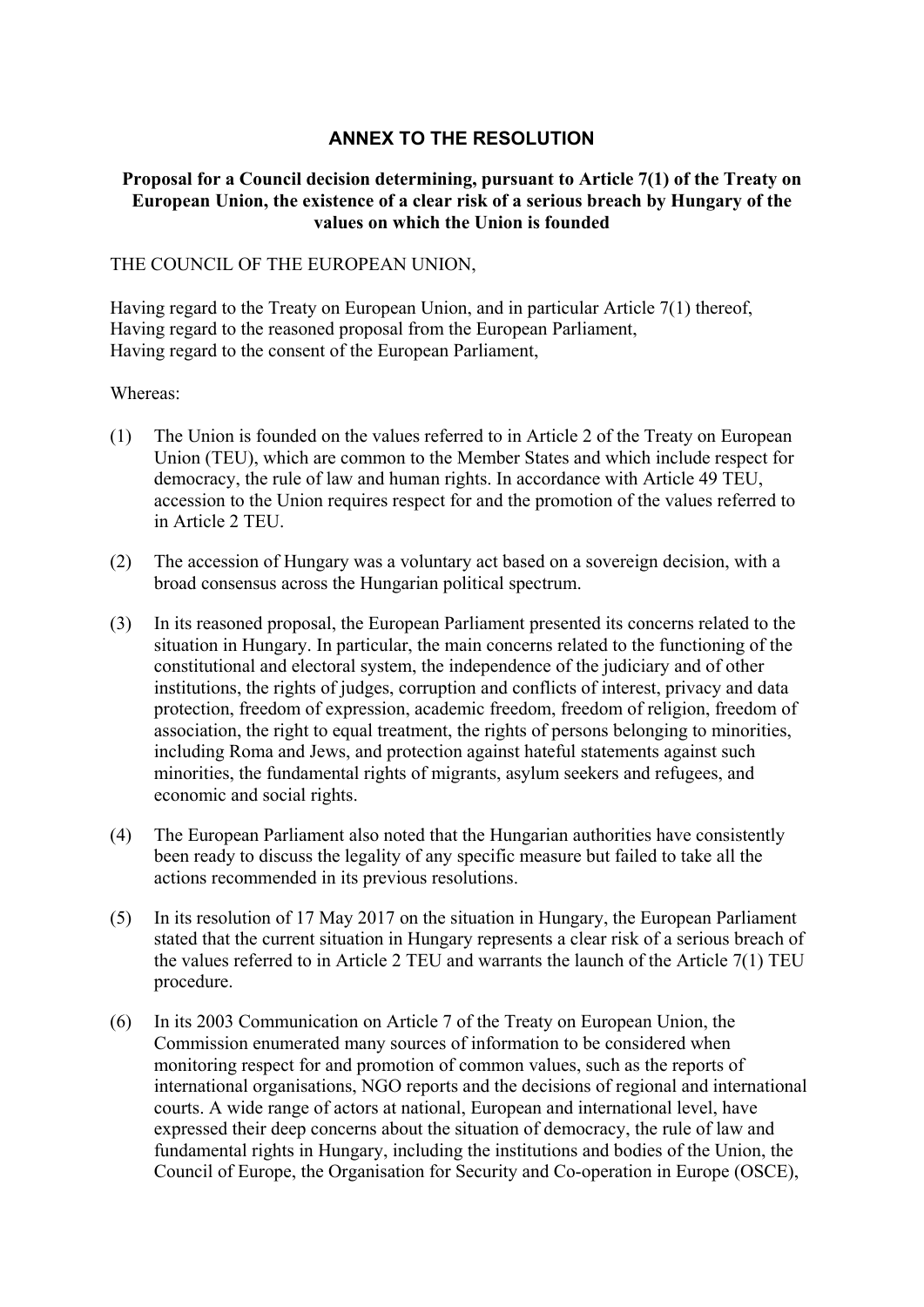## ANNEX TO THE RESOLUTION

**Proposal for a Council decision determining, pursuant to Article 7(1) of the Treaty on European Union, the existence of a clear risk of a serious breach by Hungary of the values on which the Union is founded**

THE COUNCIL OF THE EUROPEAN UNION,

Having regard to the Treaty on European Union, and in particular Article 7(1) thereof,
Having regard to the reasoned proposal from the European Parliament,
Having regard to the consent of the European Parliament,

Whereas:

(1) The Union is founded on the values referred to in Article 2 of the Treaty on European Union (TEU), which are common to the Member States and which include respect for democracy, the rule of law and human rights. In accordance with Article 49 TEU, accession to the Union requires respect for and the promotion of the values referred to in Article 2 TEU.

(2) The accession of Hungary was a voluntary act based on a sovereign decision, with a broad consensus across the Hungarian political spectrum.

(3) In its reasoned proposal, the European Parliament presented its concerns related to the situation in Hungary. In particular, the main concerns related to the functioning of the constitutional and electoral system, the independence of the judiciary and of other institutions, the rights of judges, corruption and conflicts of interest, privacy and data protection, freedom of expression, academic freedom, freedom of religion, freedom of association, the right to equal treatment, the rights of persons belonging to minorities, including Roma and Jews, and protection against hateful statements against such minorities, the fundamental rights of migrants, asylum seekers and refugees, and economic and social rights.

(4) The European Parliament also noted that the Hungarian authorities have consistently been ready to discuss the legality of any specific measure but failed to take all the actions recommended in its previous resolutions.

(5) In its resolution of 17 May 2017 on the situation in Hungary, the European Parliament stated that the current situation in Hungary represents a clear risk of a serious breach of the values referred to in Article 2 TEU and warrants the launch of the Article 7(1) TEU procedure.

(6) In its 2003 Communication on Article 7 of the Treaty on European Union, the Commission enumerated many sources of information to be considered when monitoring respect for and promotion of common values, such as the reports of international organisations, NGO reports and the decisions of regional and international courts. A wide range of actors at national, European and international level, have expressed their deep concerns about the situation of democracy, the rule of law and fundamental rights in Hungary, including the institutions and bodies of the Union, the Council of Europe, the Organisation for Security and Co-operation in Europe (OSCE),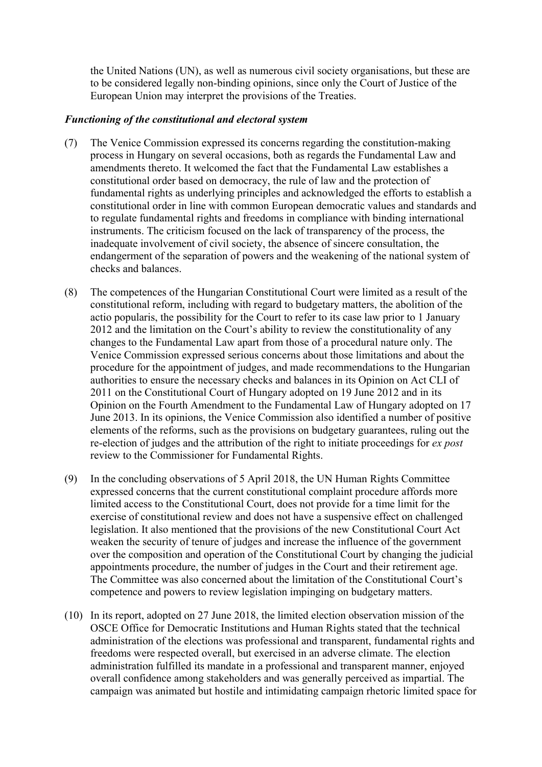the United Nations (UN), as well as numerous civil society organisations, but these are to be considered legally non-binding opinions, since only the Court of Justice of the European Union may interpret the provisions of the Treaties.

***Functioning of the constitutional and electoral system***

(7) The Venice Commission expressed its concerns regarding the constitution-making process in Hungary on several occasions, both as regards the Fundamental Law and amendments thereto. It welcomed the fact that the Fundamental Law establishes a constitutional order based on democracy, the rule of law and the protection of fundamental rights as underlying principles and acknowledged the efforts to establish a constitutional order in line with common European democratic values and standards and to regulate fundamental rights and freedoms in compliance with binding international instruments. The criticism focused on the lack of transparency of the process, the inadequate involvement of civil society, the absence of sincere consultation, the endangerment of the separation of powers and the weakening of the national system of checks and balances.

(8) The competences of the Hungarian Constitutional Court were limited as a result of the constitutional reform, including with regard to budgetary matters, the abolition of the actio popularis, the possibility for the Court to refer to its case law prior to 1 January 2012 and the limitation on the Court's ability to review the constitutionality of any changes to the Fundamental Law apart from those of a procedural nature only. The Venice Commission expressed serious concerns about those limitations and about the procedure for the appointment of judges, and made recommendations to the Hungarian authorities to ensure the necessary checks and balances in its Opinion on Act CLI of 2011 on the Constitutional Court of Hungary adopted on 19 June 2012 and in its Opinion on the Fourth Amendment to the Fundamental Law of Hungary adopted on 17 June 2013. In its opinions, the Venice Commission also identified a number of positive elements of the reforms, such as the provisions on budgetary guarantees, ruling out the re-election of judges and the attribution of the right to initiate proceedings for *ex post* review to the Commissioner for Fundamental Rights.

(9) In the concluding observations of 5 April 2018, the UN Human Rights Committee expressed concerns that the current constitutional complaint procedure affords more limited access to the Constitutional Court, does not provide for a time limit for the exercise of constitutional review and does not have a suspensive effect on challenged legislation. It also mentioned that the provisions of the new Constitutional Court Act weaken the security of tenure of judges and increase the influence of the government over the composition and operation of the Constitutional Court by changing the judicial appointments procedure, the number of judges in the Court and their retirement age. The Committee was also concerned about the limitation of the Constitutional Court's competence and powers to review legislation impinging on budgetary matters.

(10) In its report, adopted on 27 June 2018, the limited election observation mission of the OSCE Office for Democratic Institutions and Human Rights stated that the technical administration of the elections was professional and transparent, fundamental rights and freedoms were respected overall, but exercised in an adverse climate. The election administration fulfilled its mandate in a professional and transparent manner, enjoyed overall confidence among stakeholders and was generally perceived as impartial. The campaign was animated but hostile and intimidating campaign rhetoric limited space for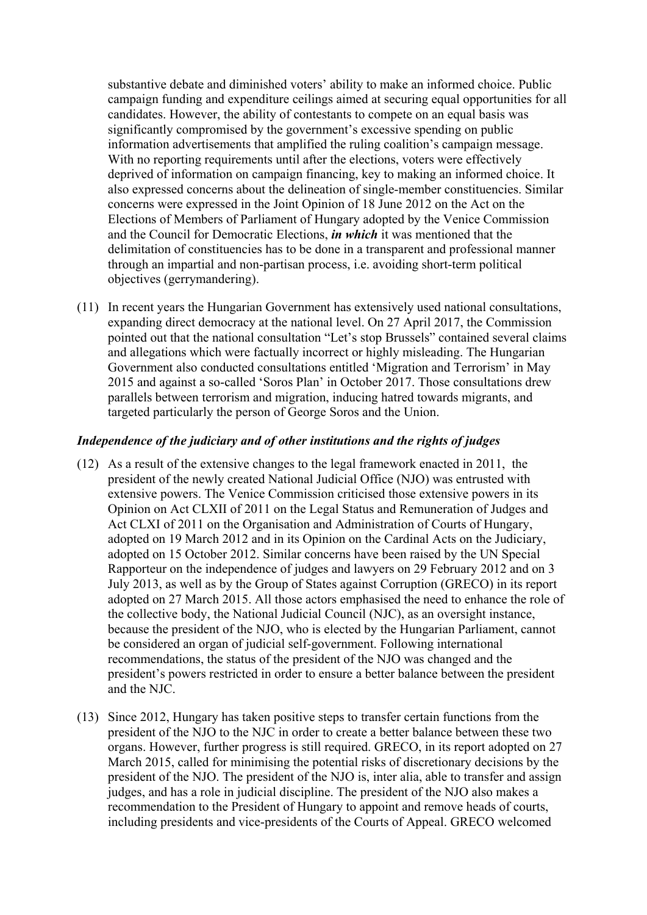substantive debate and diminished voters' ability to make an informed choice. Public campaign funding and expenditure ceilings aimed at securing equal opportunities for all candidates. However, the ability of contestants to compete on an equal basis was significantly compromised by the government's excessive spending on public information advertisements that amplified the ruling coalition's campaign message. With no reporting requirements until after the elections, voters were effectively deprived of information on campaign financing, key to making an informed choice. It also expressed concerns about the delineation of single-member constituencies. Similar concerns were expressed in the Joint Opinion of 18 June 2012 on the Act on the Elections of Members of Parliament of Hungary adopted by the Venice Commission and the Council for Democratic Elections, ***in which*** it was mentioned that the delimitation of constituencies has to be done in a transparent and professional manner through an impartial and non-partisan process, i.e. avoiding short-term political objectives (gerrymandering).

(11) In recent years the Hungarian Government has extensively used national consultations, expanding direct democracy at the national level. On 27 April 2017, the Commission pointed out that the national consultation "Let's stop Brussels" contained several claims and allegations which were factually incorrect or highly misleading. The Hungarian Government also conducted consultations entitled 'Migration and Terrorism' in May 2015 and against a so-called 'Soros Plan' in October 2017. Those consultations drew parallels between terrorism and migration, inducing hatred towards migrants, and targeted particularly the person of George Soros and the Union.

***Independence of the judiciary and of other institutions and the rights of judges***

(12) As a result of the extensive changes to the legal framework enacted in 2011, the president of the newly created National Judicial Office (NJO) was entrusted with extensive powers. The Venice Commission criticised those extensive powers in its Opinion on Act CLXII of 2011 on the Legal Status and Remuneration of Judges and Act CLXI of 2011 on the Organisation and Administration of Courts of Hungary, adopted on 19 March 2012 and in its Opinion on the Cardinal Acts on the Judiciary, adopted on 15 October 2012. Similar concerns have been raised by the UN Special Rapporteur on the independence of judges and lawyers on 29 February 2012 and on 3 July 2013, as well as by the Group of States against Corruption (GRECO) in its report adopted on 27 March 2015. All those actors emphasised the need to enhance the role of the collective body, the National Judicial Council (NJC), as an oversight instance, because the president of the NJO, who is elected by the Hungarian Parliament, cannot be considered an organ of judicial self-government. Following international recommendations, the status of the president of the NJO was changed and the president's powers restricted in order to ensure a better balance between the president and the NJC.

(13) Since 2012, Hungary has taken positive steps to transfer certain functions from the president of the NJO to the NJC in order to create a better balance between these two organs. However, further progress is still required. GRECO, in its report adopted on 27 March 2015, called for minimising the potential risks of discretionary decisions by the president of the NJO. The president of the NJO is, inter alia, able to transfer and assign judges, and has a role in judicial discipline. The president of the NJO also makes a recommendation to the President of Hungary to appoint and remove heads of courts, including presidents and vice-presidents of the Courts of Appeal. GRECO welcomed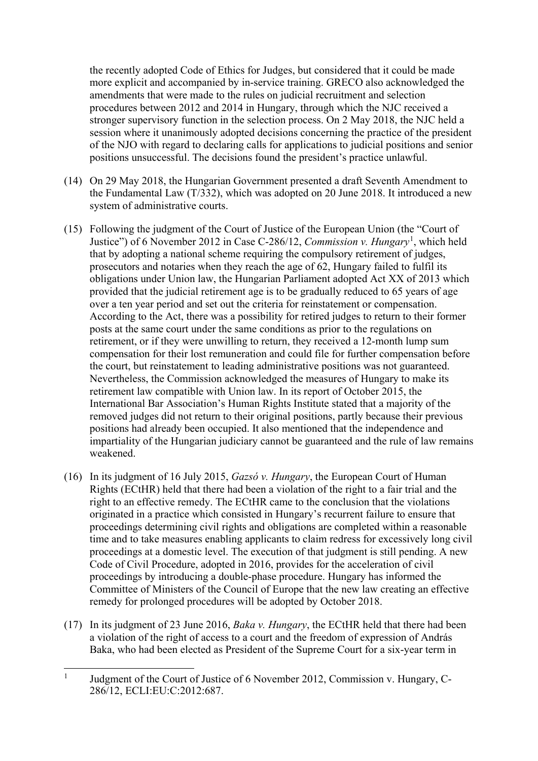the recently adopted Code of Ethics for Judges, but considered that it could be made more explicit and accompanied by in-service training. GRECO also acknowledged the amendments that were made to the rules on judicial recruitment and selection procedures between 2012 and 2014 in Hungary, through which the NJC received a stronger supervisory function in the selection process. On 2 May 2018, the NJC held a session where it unanimously adopted decisions concerning the practice of the president of the NJO with regard to declaring calls for applications to judicial positions and senior positions unsuccessful. The decisions found the president's practice unlawful.

(14) On 29 May 2018, the Hungarian Government presented a draft Seventh Amendment to the Fundamental Law (T/332), which was adopted on 20 June 2018. It introduced a new system of administrative courts.

(15) Following the judgment of the Court of Justice of the European Union (the "Court of Justice") of 6 November 2012 in Case C-286/12, *Commission v. Hungary*[1], which held that by adopting a national scheme requiring the compulsory retirement of judges, prosecutors and notaries when they reach the age of 62, Hungary failed to fulfil its obligations under Union law, the Hungarian Parliament adopted Act XX of 2013 which provided that the judicial retirement age is to be gradually reduced to 65 years of age over a ten year period and set out the criteria for reinstatement or compensation. According to the Act, there was a possibility for retired judges to return to their former posts at the same court under the same conditions as prior to the regulations on retirement, or if they were unwilling to return, they received a 12-month lump sum compensation for their lost remuneration and could file for further compensation before the court, but reinstatement to leading administrative positions was not guaranteed. Nevertheless, the Commission acknowledged the measures of Hungary to make its retirement law compatible with Union law. In its report of October 2015, the International Bar Association's Human Rights Institute stated that a majority of the removed judges did not return to their original positions, partly because their previous positions had already been occupied. It also mentioned that the independence and impartiality of the Hungarian judiciary cannot be guaranteed and the rule of law remains weakened.

(16) In its judgment of 16 July 2015, *Gazsó v. Hungary*, the European Court of Human Rights (ECtHR) held that there had been a violation of the right to a fair trial and the right to an effective remedy. The ECtHR came to the conclusion that the violations originated in a practice which consisted in Hungary's recurrent failure to ensure that proceedings determining civil rights and obligations are completed within a reasonable time and to take measures enabling applicants to claim redress for excessively long civil proceedings at a domestic level. The execution of that judgment is still pending. A new Code of Civil Procedure, adopted in 2016, provides for the acceleration of civil proceedings by introducing a double-phase procedure. Hungary has informed the Committee of Ministers of the Council of Europe that the new law creating an effective remedy for prolonged procedures will be adopted by October 2018.

(17) In its judgment of 23 June 2016, *Baka v. Hungary*, the ECtHR held that there had been a violation of the right of access to a court and the freedom of expression of András Baka, who had been elected as President of the Supreme Court for a six-year term in

---

[1] Judgment of the Court of Justice of 6 November 2012, Commission v. Hungary, C-286/12, ECLI:EU:C:2012:687.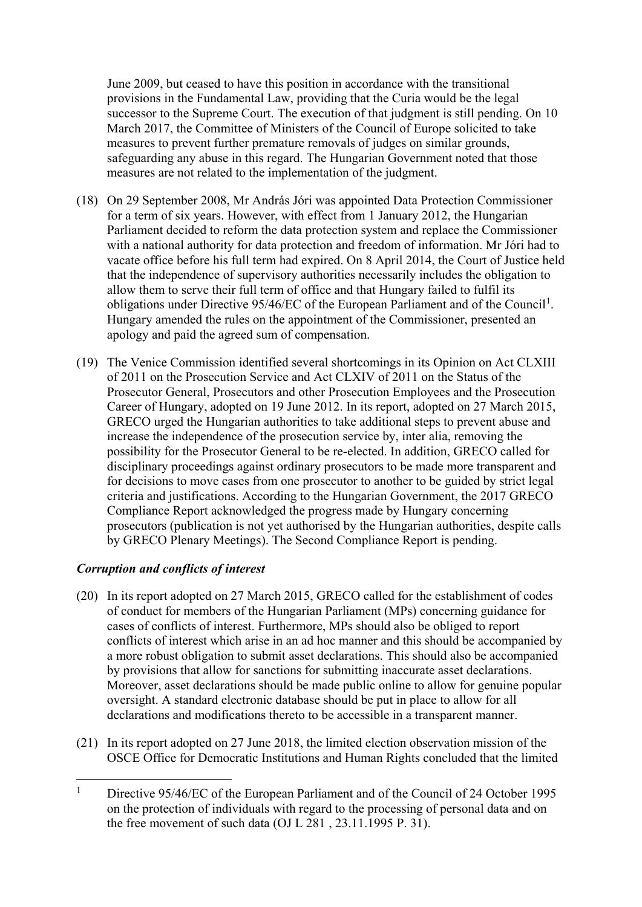June 2009, but ceased to have this position in accordance with the transitional provisions in the Fundamental Law, providing that the Curia would be the legal successor to the Supreme Court. The execution of that judgment is still pending. On 10 March 2017, the Committee of Ministers of the Council of Europe solicited to take measures to prevent further premature removals of judges on similar grounds, safeguarding any abuse in this regard. The Hungarian Government noted that those measures are not related to the implementation of the judgment.

(18) On 29 September 2008, Mr András Jóri was appointed Data Protection Commissioner for a term of six years. However, with effect from 1 January 2012, the Hungarian Parliament decided to reform the data protection system and replace the Commissioner with a national authority for data protection and freedom of information. Mr Jóri had to vacate office before his full term had expired. On 8 April 2014, the Court of Justice held that the independence of supervisory authorities necessarily includes the obligation to allow them to serve their full term of office and that Hungary failed to fulfil its obligations under Directive 95/46/EC of the European Parliament and of the Council[1]. Hungary amended the rules on the appointment of the Commissioner, presented an apology and paid the agreed sum of compensation.

(19) The Venice Commission identified several shortcomings in its Opinion on Act CLXIII of 2011 on the Prosecution Service and Act CLXIV of 2011 on the Status of the Prosecutor General, Prosecutors and other Prosecution Employees and the Prosecution Career of Hungary, adopted on 19 June 2012. In its report, adopted on 27 March 2015, GRECO urged the Hungarian authorities to take additional steps to prevent abuse and increase the independence of the prosecution service by, inter alia, removing the possibility for the Prosecutor General to be re-elected. In addition, GRECO called for disciplinary proceedings against ordinary prosecutors to be made more transparent and for decisions to move cases from one prosecutor to another to be guided by strict legal criteria and justifications. According to the Hungarian Government, the 2017 GRECO Compliance Report acknowledged the progress made by Hungary concerning prosecutors (publication is not yet authorised by the Hungarian authorities, despite calls by GRECO Plenary Meetings). The Second Compliance Report is pending.

### *Corruption and conflicts of interest*

(20) In its report adopted on 27 March 2015, GRECO called for the establishment of codes of conduct for members of the Hungarian Parliament (MPs) concerning guidance for cases of conflicts of interest. Furthermore, MPs should also be obliged to report conflicts of interest which arise in an ad hoc manner and this should be accompanied by a more robust obligation to submit asset declarations. This should also be accompanied by provisions that allow for sanctions for submitting inaccurate asset declarations. Moreover, asset declarations should be made public online to allow for genuine popular oversight. A standard electronic database should be put in place to allow for all declarations and modifications thereto to be accessible in a transparent manner.

(21) In its report adopted on 27 June 2018, the limited election observation mission of the OSCE Office for Democratic Institutions and Human Rights concluded that the limited

---

[1] Directive 95/46/EC of the European Parliament and of the Council of 24 October 1995 on the protection of individuals with regard to the processing of personal data and on the free movement of such data (OJ L 281 , 23.11.1995 P. 31).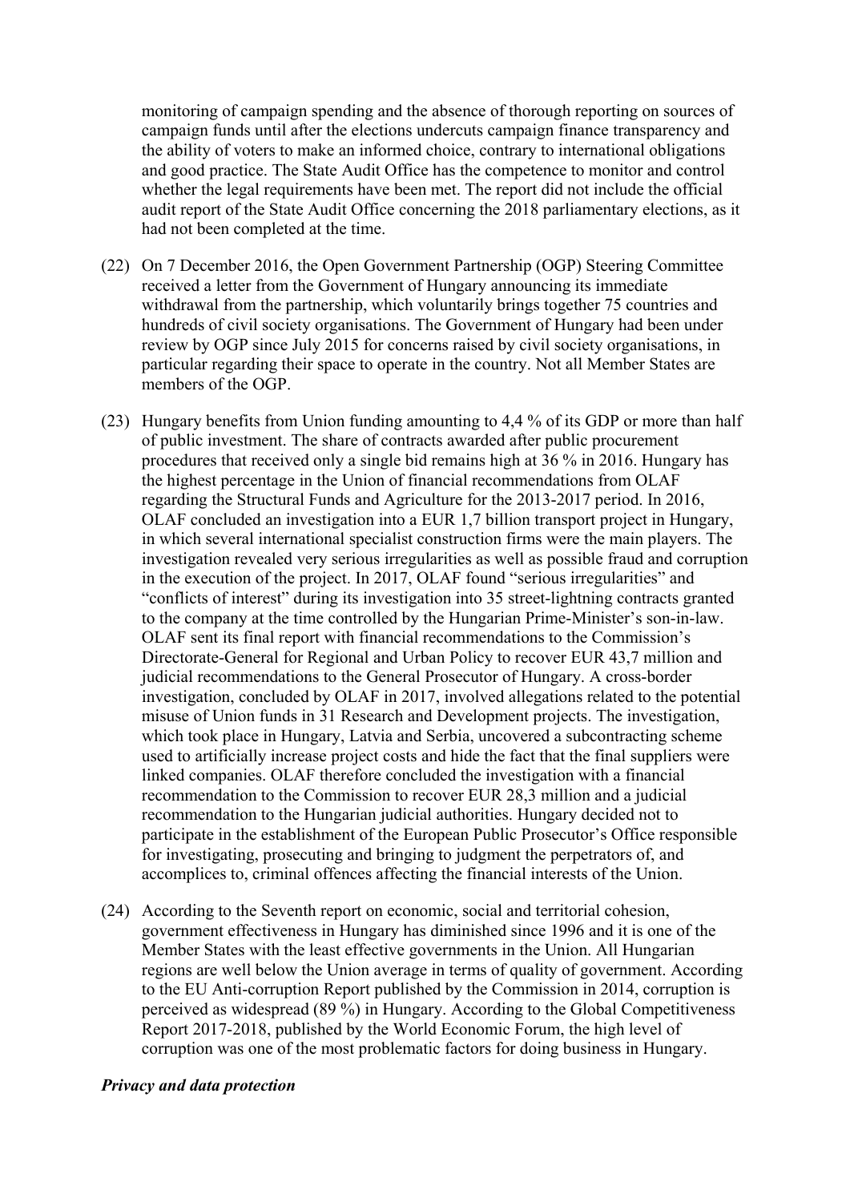monitoring of campaign spending and the absence of thorough reporting on sources of campaign funds until after the elections undercuts campaign finance transparency and the ability of voters to make an informed choice, contrary to international obligations and good practice. The State Audit Office has the competence to monitor and control whether the legal requirements have been met. The report did not include the official audit report of the State Audit Office concerning the 2018 parliamentary elections, as it had not been completed at the time.

(22) On 7 December 2016, the Open Government Partnership (OGP) Steering Committee received a letter from the Government of Hungary announcing its immediate withdrawal from the partnership, which voluntarily brings together 75 countries and hundreds of civil society organisations. The Government of Hungary had been under review by OGP since July 2015 for concerns raised by civil society organisations, in particular regarding their space to operate in the country. Not all Member States are members of the OGP.

(23) Hungary benefits from Union funding amounting to 4,4 % of its GDP or more than half of public investment. The share of contracts awarded after public procurement procedures that received only a single bid remains high at 36 % in 2016. Hungary has the highest percentage in the Union of financial recommendations from OLAF regarding the Structural Funds and Agriculture for the 2013-2017 period. In 2016, OLAF concluded an investigation into a EUR 1,7 billion transport project in Hungary, in which several international specialist construction firms were the main players. The investigation revealed very serious irregularities as well as possible fraud and corruption in the execution of the project. In 2017, OLAF found "serious irregularities" and "conflicts of interest" during its investigation into 35 street-lightning contracts granted to the company at the time controlled by the Hungarian Prime-Minister's son-in-law. OLAF sent its final report with financial recommendations to the Commission's Directorate-General for Regional and Urban Policy to recover EUR 43,7 million and judicial recommendations to the General Prosecutor of Hungary. A cross-border investigation, concluded by OLAF in 2017, involved allegations related to the potential misuse of Union funds in 31 Research and Development projects. The investigation, which took place in Hungary, Latvia and Serbia, uncovered a subcontracting scheme used to artificially increase project costs and hide the fact that the final suppliers were linked companies. OLAF therefore concluded the investigation with a financial recommendation to the Commission to recover EUR 28,3 million and a judicial recommendation to the Hungarian judicial authorities. Hungary decided not to participate in the establishment of the European Public Prosecutor's Office responsible for investigating, prosecuting and bringing to judgment the perpetrators of, and accomplices to, criminal offences affecting the financial interests of the Union.

(24) According to the Seventh report on economic, social and territorial cohesion, government effectiveness in Hungary has diminished since 1996 and it is one of the Member States with the least effective governments in the Union. All Hungarian regions are well below the Union average in terms of quality of government. According to the EU Anti-corruption Report published by the Commission in 2014, corruption is perceived as widespread (89 %) in Hungary. According to the Global Competitiveness Report 2017-2018, published by the World Economic Forum, the high level of corruption was one of the most problematic factors for doing business in Hungary.

***Privacy and data protection***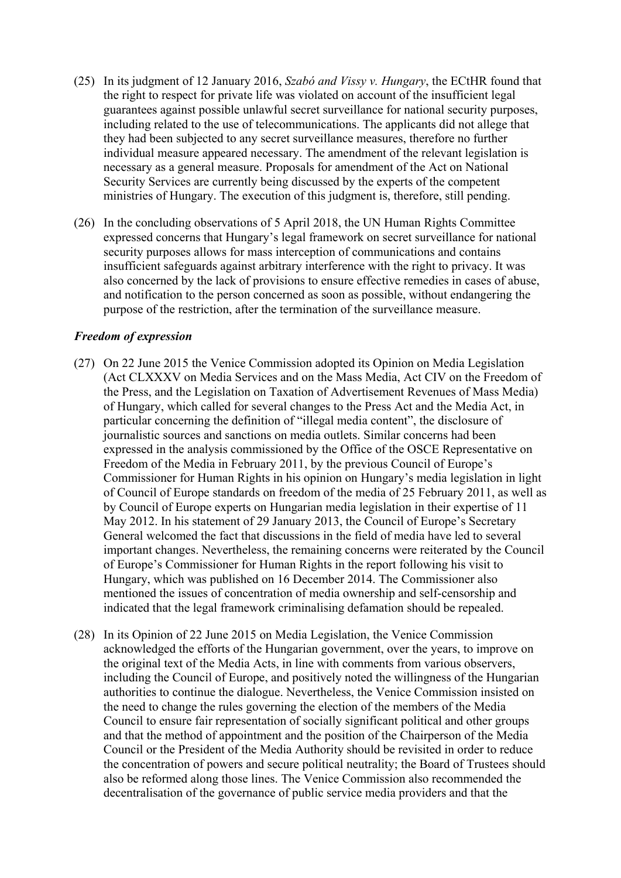(25) In its judgment of 12 January 2016, *Szabó and Vissy v. Hungary*, the ECtHR found that the right to respect for private life was violated on account of the insufficient legal guarantees against possible unlawful secret surveillance for national security purposes, including related to the use of telecommunications. The applicants did not allege that they had been subjected to any secret surveillance measures, therefore no further individual measure appeared necessary. The amendment of the relevant legislation is necessary as a general measure. Proposals for amendment of the Act on National Security Services are currently being discussed by the experts of the competent ministries of Hungary. The execution of this judgment is, therefore, still pending.

(26) In the concluding observations of 5 April 2018, the UN Human Rights Committee expressed concerns that Hungary's legal framework on secret surveillance for national security purposes allows for mass interception of communications and contains insufficient safeguards against arbitrary interference with the right to privacy. It was also concerned by the lack of provisions to ensure effective remedies in cases of abuse, and notification to the person concerned as soon as possible, without endangering the purpose of the restriction, after the termination of the surveillance measure.

***Freedom of expression***

(27) On 22 June 2015 the Venice Commission adopted its Opinion on Media Legislation (Act CLXXXV on Media Services and on the Mass Media, Act CIV on the Freedom of the Press, and the Legislation on Taxation of Advertisement Revenues of Mass Media) of Hungary, which called for several changes to the Press Act and the Media Act, in particular concerning the definition of "illegal media content", the disclosure of journalistic sources and sanctions on media outlets. Similar concerns had been expressed in the analysis commissioned by the Office of the OSCE Representative on Freedom of the Media in February 2011, by the previous Council of Europe's Commissioner for Human Rights in his opinion on Hungary's media legislation in light of Council of Europe standards on freedom of the media of 25 February 2011, as well as by Council of Europe experts on Hungarian media legislation in their expertise of 11 May 2012. In his statement of 29 January 2013, the Council of Europe's Secretary General welcomed the fact that discussions in the field of media have led to several important changes. Nevertheless, the remaining concerns were reiterated by the Council of Europe's Commissioner for Human Rights in the report following his visit to Hungary, which was published on 16 December 2014. The Commissioner also mentioned the issues of concentration of media ownership and self-censorship and indicated that the legal framework criminalising defamation should be repealed.

(28) In its Opinion of 22 June 2015 on Media Legislation, the Venice Commission acknowledged the efforts of the Hungarian government, over the years, to improve on the original text of the Media Acts, in line with comments from various observers, including the Council of Europe, and positively noted the willingness of the Hungarian authorities to continue the dialogue. Nevertheless, the Venice Commission insisted on the need to change the rules governing the election of the members of the Media Council to ensure fair representation of socially significant political and other groups and that the method of appointment and the position of the Chairperson of the Media Council or the President of the Media Authority should be revisited in order to reduce the concentration of powers and secure political neutrality; the Board of Trustees should also be reformed along those lines. The Venice Commission also recommended the decentralisation of the governance of public service media providers and that the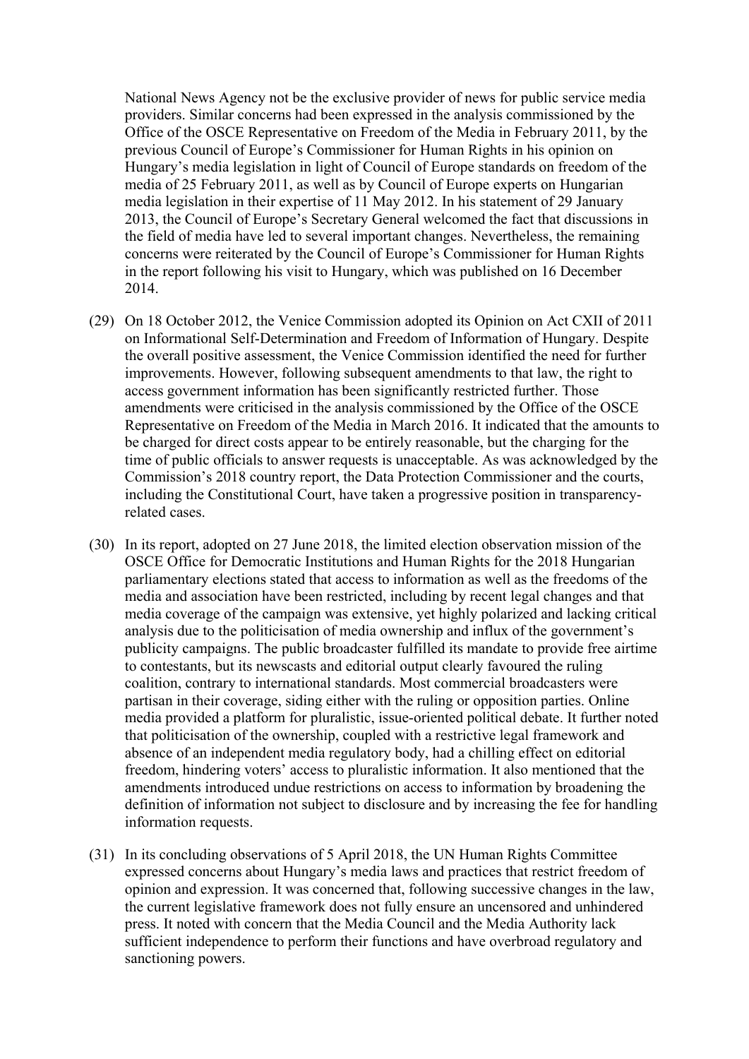National News Agency not be the exclusive provider of news for public service media providers. Similar concerns had been expressed in the analysis commissioned by the Office of the OSCE Representative on Freedom of the Media in February 2011, by the previous Council of Europe's Commissioner for Human Rights in his opinion on Hungary's media legislation in light of Council of Europe standards on freedom of the media of 25 February 2011, as well as by Council of Europe experts on Hungarian media legislation in their expertise of 11 May 2012. In his statement of 29 January 2013, the Council of Europe's Secretary General welcomed the fact that discussions in the field of media have led to several important changes. Nevertheless, the remaining concerns were reiterated by the Council of Europe's Commissioner for Human Rights in the report following his visit to Hungary, which was published on 16 December 2014.

(29) On 18 October 2012, the Venice Commission adopted its Opinion on Act CXII of 2011 on Informational Self-Determination and Freedom of Information of Hungary. Despite the overall positive assessment, the Venice Commission identified the need for further improvements. However, following subsequent amendments to that law, the right to access government information has been significantly restricted further. Those amendments were criticised in the analysis commissioned by the Office of the OSCE Representative on Freedom of the Media in March 2016. It indicated that the amounts to be charged for direct costs appear to be entirely reasonable, but the charging for the time of public officials to answer requests is unacceptable. As was acknowledged by the Commission's 2018 country report, the Data Protection Commissioner and the courts, including the Constitutional Court, have taken a progressive position in transparency-related cases.

(30) In its report, adopted on 27 June 2018, the limited election observation mission of the OSCE Office for Democratic Institutions and Human Rights for the 2018 Hungarian parliamentary elections stated that access to information as well as the freedoms of the media and association have been restricted, including by recent legal changes and that media coverage of the campaign was extensive, yet highly polarized and lacking critical analysis due to the politicisation of media ownership and influx of the government's publicity campaigns. The public broadcaster fulfilled its mandate to provide free airtime to contestants, but its newscasts and editorial output clearly favoured the ruling coalition, contrary to international standards. Most commercial broadcasters were partisan in their coverage, siding either with the ruling or opposition parties. Online media provided a platform for pluralistic, issue-oriented political debate. It further noted that politicisation of the ownership, coupled with a restrictive legal framework and absence of an independent media regulatory body, had a chilling effect on editorial freedom, hindering voters' access to pluralistic information. It also mentioned that the amendments introduced undue restrictions on access to information by broadening the definition of information not subject to disclosure and by increasing the fee for handling information requests.

(31) In its concluding observations of 5 April 2018, the UN Human Rights Committee expressed concerns about Hungary's media laws and practices that restrict freedom of opinion and expression. It was concerned that, following successive changes in the law, the current legislative framework does not fully ensure an uncensored and unhindered press. It noted with concern that the Media Council and the Media Authority lack sufficient independence to perform their functions and have overbroad regulatory and sanctioning powers.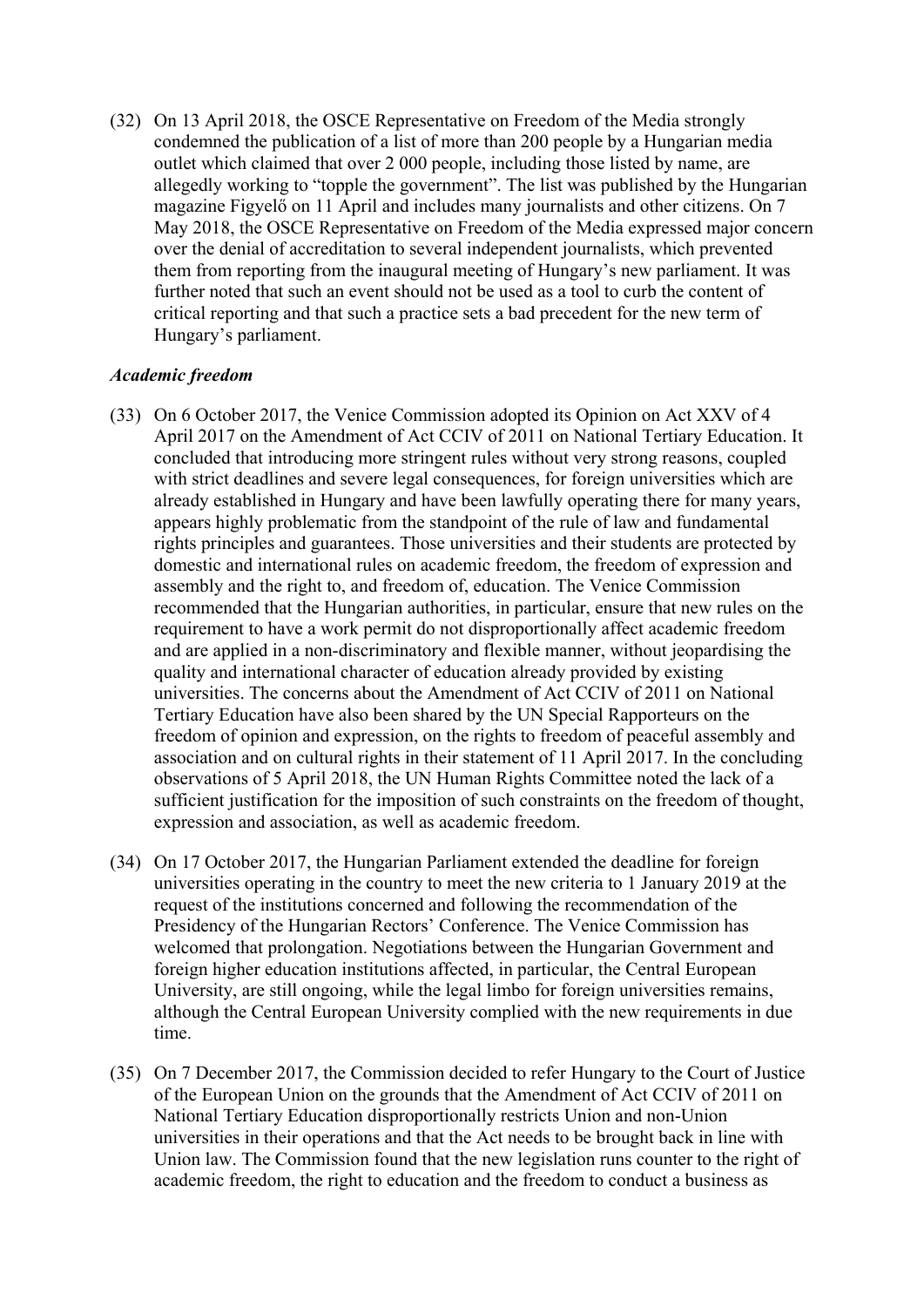(32) On 13 April 2018, the OSCE Representative on Freedom of the Media strongly condemned the publication of a list of more than 200 people by a Hungarian media outlet which claimed that over 2 000 people, including those listed by name, are allegedly working to "topple the government". The list was published by the Hungarian magazine Figyelő on 11 April and includes many journalists and other citizens. On 7 May 2018, the OSCE Representative on Freedom of the Media expressed major concern over the denial of accreditation to several independent journalists, which prevented them from reporting from the inaugural meeting of Hungary's new parliament. It was further noted that such an event should not be used as a tool to curb the content of critical reporting and that such a practice sets a bad precedent for the new term of Hungary's parliament.

***Academic freedom***

(33) On 6 October 2017, the Venice Commission adopted its Opinion on Act XXV of 4 April 2017 on the Amendment of Act CCIV of 2011 on National Tertiary Education. It concluded that introducing more stringent rules without very strong reasons, coupled with strict deadlines and severe legal consequences, for foreign universities which are already established in Hungary and have been lawfully operating there for many years, appears highly problematic from the standpoint of the rule of law and fundamental rights principles and guarantees. Those universities and their students are protected by domestic and international rules on academic freedom, the freedom of expression and assembly and the right to, and freedom of, education. The Venice Commission recommended that the Hungarian authorities, in particular, ensure that new rules on the requirement to have a work permit do not disproportionally affect academic freedom and are applied in a non-discriminatory and flexible manner, without jeopardising the quality and international character of education already provided by existing universities. The concerns about the Amendment of Act CCIV of 2011 on National Tertiary Education have also been shared by the UN Special Rapporteurs on the freedom of opinion and expression, on the rights to freedom of peaceful assembly and association and on cultural rights in their statement of 11 April 2017. In the concluding observations of 5 April 2018, the UN Human Rights Committee noted the lack of a sufficient justification for the imposition of such constraints on the freedom of thought, expression and association, as well as academic freedom.

(34) On 17 October 2017, the Hungarian Parliament extended the deadline for foreign universities operating in the country to meet the new criteria to 1 January 2019 at the request of the institutions concerned and following the recommendation of the Presidency of the Hungarian Rectors' Conference. The Venice Commission has welcomed that prolongation. Negotiations between the Hungarian Government and foreign higher education institutions affected, in particular, the Central European University, are still ongoing, while the legal limbo for foreign universities remains, although the Central European University complied with the new requirements in due time.

(35) On 7 December 2017, the Commission decided to refer Hungary to the Court of Justice of the European Union on the grounds that the Amendment of Act CCIV of 2011 on National Tertiary Education disproportionally restricts Union and non-Union universities in their operations and that the Act needs to be brought back in line with Union law. The Commission found that the new legislation runs counter to the right of academic freedom, the right to education and the freedom to conduct a business as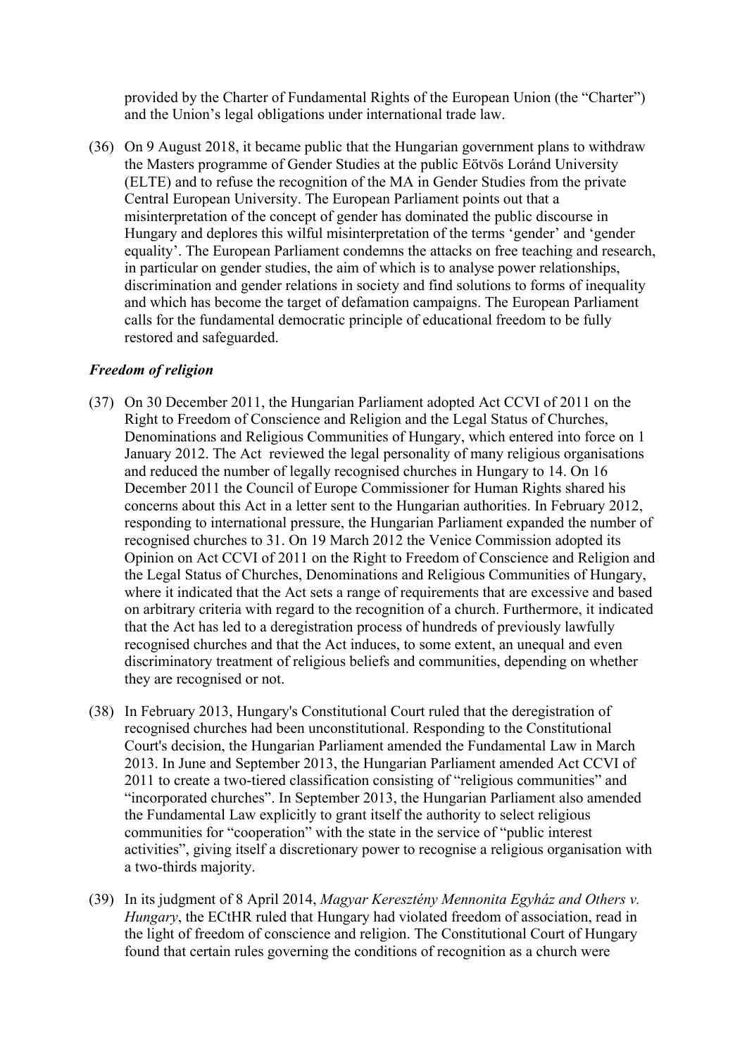provided by the Charter of Fundamental Rights of the European Union (the "Charter") and the Union's legal obligations under international trade law.

(36) On 9 August 2018, it became public that the Hungarian government plans to withdraw the Masters programme of Gender Studies at the public Eötvös Loránd University (ELTE) and to refuse the recognition of the MA in Gender Studies from the private Central European University. The European Parliament points out that a misinterpretation of the concept of gender has dominated the public discourse in Hungary and deplores this wilful misinterpretation of the terms 'gender' and 'gender equality'. The European Parliament condemns the attacks on free teaching and research, in particular on gender studies, the aim of which is to analyse power relationships, discrimination and gender relations in society and find solutions to forms of inequality and which has become the target of defamation campaigns. The European Parliament calls for the fundamental democratic principle of educational freedom to be fully restored and safeguarded.

***Freedom of religion***

(37) On 30 December 2011, the Hungarian Parliament adopted Act CCVI of 2011 on the Right to Freedom of Conscience and Religion and the Legal Status of Churches, Denominations and Religious Communities of Hungary, which entered into force on 1 January 2012. The Act reviewed the legal personality of many religious organisations and reduced the number of legally recognised churches in Hungary to 14. On 16 December 2011 the Council of Europe Commissioner for Human Rights shared his concerns about this Act in a letter sent to the Hungarian authorities. In February 2012, responding to international pressure, the Hungarian Parliament expanded the number of recognised churches to 31. On 19 March 2012 the Venice Commission adopted its Opinion on Act CCVI of 2011 on the Right to Freedom of Conscience and Religion and the Legal Status of Churches, Denominations and Religious Communities of Hungary, where it indicated that the Act sets a range of requirements that are excessive and based on arbitrary criteria with regard to the recognition of a church. Furthermore, it indicated that the Act has led to a deregistration process of hundreds of previously lawfully recognised churches and that the Act induces, to some extent, an unequal and even discriminatory treatment of religious beliefs and communities, depending on whether they are recognised or not.

(38) In February 2013, Hungary's Constitutional Court ruled that the deregistration of recognised churches had been unconstitutional. Responding to the Constitutional Court's decision, the Hungarian Parliament amended the Fundamental Law in March 2013. In June and September 2013, the Hungarian Parliament amended Act CCVI of 2011 to create a two-tiered classification consisting of "religious communities" and "incorporated churches". In September 2013, the Hungarian Parliament also amended the Fundamental Law explicitly to grant itself the authority to select religious communities for "cooperation" with the state in the service of "public interest activities", giving itself a discretionary power to recognise a religious organisation with a two-thirds majority.

(39) In its judgment of 8 April 2014, *Magyar Keresztény Mennonita Egyház and Others v. Hungary*, the ECtHR ruled that Hungary had violated freedom of association, read in the light of freedom of conscience and religion. The Constitutional Court of Hungary found that certain rules governing the conditions of recognition as a church were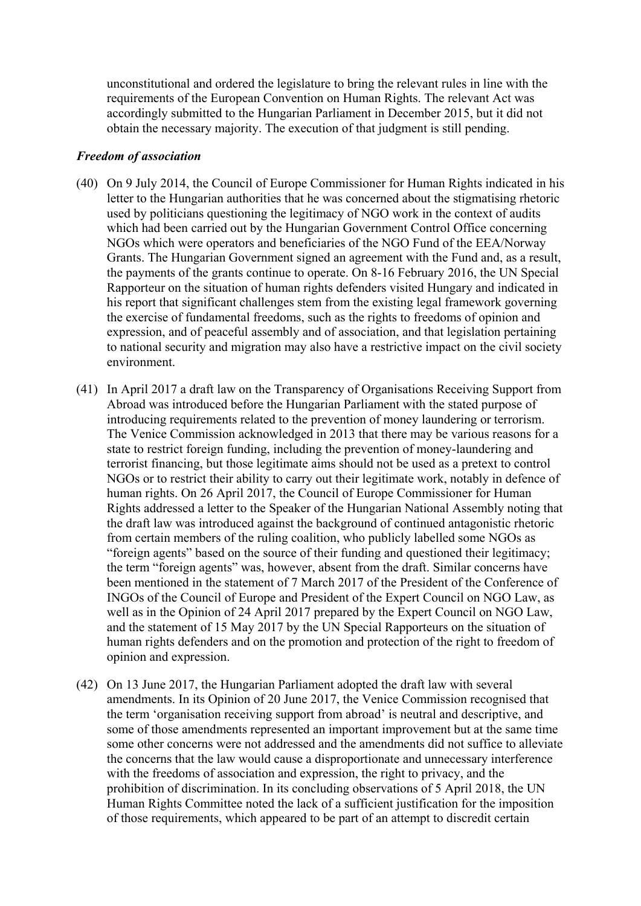unconstitutional and ordered the legislature to bring the relevant rules in line with the requirements of the European Convention on Human Rights. The relevant Act was accordingly submitted to the Hungarian Parliament in December 2015, but it did not obtain the necessary majority. The execution of that judgment is still pending.

### *Freedom of association*

(40) On 9 July 2014, the Council of Europe Commissioner for Human Rights indicated in his letter to the Hungarian authorities that he was concerned about the stigmatising rhetoric used by politicians questioning the legitimacy of NGO work in the context of audits which had been carried out by the Hungarian Government Control Office concerning NGOs which were operators and beneficiaries of the NGO Fund of the EEA/Norway Grants. The Hungarian Government signed an agreement with the Fund and, as a result, the payments of the grants continue to operate. On 8-16 February 2016, the UN Special Rapporteur on the situation of human rights defenders visited Hungary and indicated in his report that significant challenges stem from the existing legal framework governing the exercise of fundamental freedoms, such as the rights to freedoms of opinion and expression, and of peaceful assembly and of association, and that legislation pertaining to national security and migration may also have a restrictive impact on the civil society environment.

(41) In April 2017 a draft law on the Transparency of Organisations Receiving Support from Abroad was introduced before the Hungarian Parliament with the stated purpose of introducing requirements related to the prevention of money laundering or terrorism. The Venice Commission acknowledged in 2013 that there may be various reasons for a state to restrict foreign funding, including the prevention of money-laundering and terrorist financing, but those legitimate aims should not be used as a pretext to control NGOs or to restrict their ability to carry out their legitimate work, notably in defence of human rights. On 26 April 2017, the Council of Europe Commissioner for Human Rights addressed a letter to the Speaker of the Hungarian National Assembly noting that the draft law was introduced against the background of continued antagonistic rhetoric from certain members of the ruling coalition, who publicly labelled some NGOs as "foreign agents" based on the source of their funding and questioned their legitimacy; the term "foreign agents" was, however, absent from the draft. Similar concerns have been mentioned in the statement of 7 March 2017 of the President of the Conference of INGOs of the Council of Europe and President of the Expert Council on NGO Law, as well as in the Opinion of 24 April 2017 prepared by the Expert Council on NGO Law, and the statement of 15 May 2017 by the UN Special Rapporteurs on the situation of human rights defenders and on the promotion and protection of the right to freedom of opinion and expression.

(42) On 13 June 2017, the Hungarian Parliament adopted the draft law with several amendments. In its Opinion of 20 June 2017, the Venice Commission recognised that the term 'organisation receiving support from abroad' is neutral and descriptive, and some of those amendments represented an important improvement but at the same time some other concerns were not addressed and the amendments did not suffice to alleviate the concerns that the law would cause a disproportionate and unnecessary interference with the freedoms of association and expression, the right to privacy, and the prohibition of discrimination. In its concluding observations of 5 April 2018, the UN Human Rights Committee noted the lack of a sufficient justification for the imposition of those requirements, which appeared to be part of an attempt to discredit certain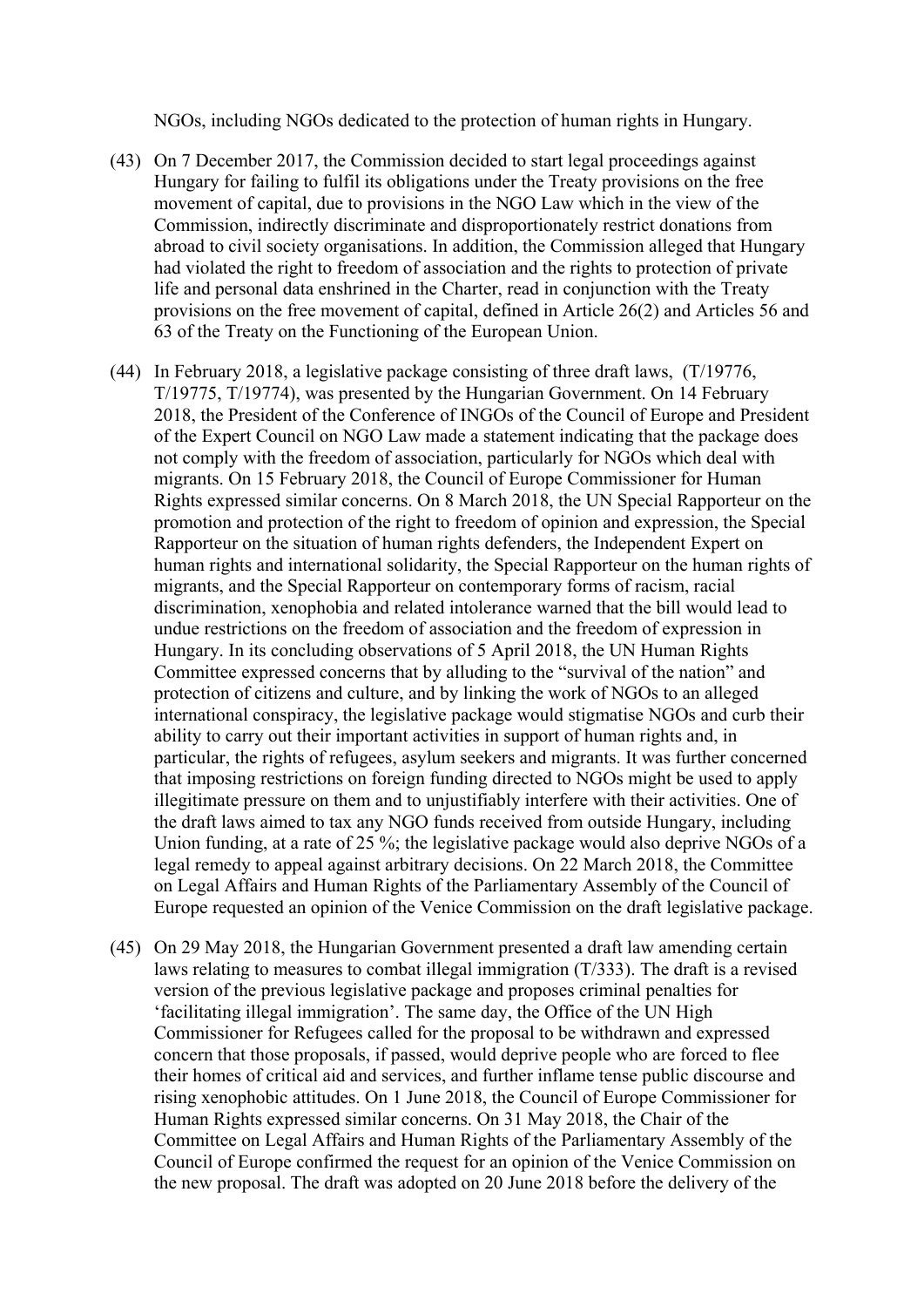NGOs, including NGOs dedicated to the protection of human rights in Hungary.

(43) On 7 December 2017, the Commission decided to start legal proceedings against Hungary for failing to fulfil its obligations under the Treaty provisions on the free movement of capital, due to provisions in the NGO Law which in the view of the Commission, indirectly discriminate and disproportionately restrict donations from abroad to civil society organisations. In addition, the Commission alleged that Hungary had violated the right to freedom of association and the rights to protection of private life and personal data enshrined in the Charter, read in conjunction with the Treaty provisions on the free movement of capital, defined in Article 26(2) and Articles 56 and 63 of the Treaty on the Functioning of the European Union.

(44) In February 2018, a legislative package consisting of three draft laws, (T/19776, T/19775, T/19774), was presented by the Hungarian Government. On 14 February 2018, the President of the Conference of INGOs of the Council of Europe and President of the Expert Council on NGO Law made a statement indicating that the package does not comply with the freedom of association, particularly for NGOs which deal with migrants. On 15 February 2018, the Council of Europe Commissioner for Human Rights expressed similar concerns. On 8 March 2018, the UN Special Rapporteur on the promotion and protection of the right to freedom of opinion and expression, the Special Rapporteur on the situation of human rights defenders, the Independent Expert on human rights and international solidarity, the Special Rapporteur on the human rights of migrants, and the Special Rapporteur on contemporary forms of racism, racial discrimination, xenophobia and related intolerance warned that the bill would lead to undue restrictions on the freedom of association and the freedom of expression in Hungary. In its concluding observations of 5 April 2018, the UN Human Rights Committee expressed concerns that by alluding to the "survival of the nation" and protection of citizens and culture, and by linking the work of NGOs to an alleged international conspiracy, the legislative package would stigmatise NGOs and curb their ability to carry out their important activities in support of human rights and, in particular, the rights of refugees, asylum seekers and migrants. It was further concerned that imposing restrictions on foreign funding directed to NGOs might be used to apply illegitimate pressure on them and to unjustifiably interfere with their activities. One of the draft laws aimed to tax any NGO funds received from outside Hungary, including Union funding, at a rate of 25 %; the legislative package would also deprive NGOs of a legal remedy to appeal against arbitrary decisions. On 22 March 2018, the Committee on Legal Affairs and Human Rights of the Parliamentary Assembly of the Council of Europe requested an opinion of the Venice Commission on the draft legislative package.

(45) On 29 May 2018, the Hungarian Government presented a draft law amending certain laws relating to measures to combat illegal immigration (T/333). The draft is a revised version of the previous legislative package and proposes criminal penalties for 'facilitating illegal immigration'. The same day, the Office of the UN High Commissioner for Refugees called for the proposal to be withdrawn and expressed concern that those proposals, if passed, would deprive people who are forced to flee their homes of critical aid and services, and further inflame tense public discourse and rising xenophobic attitudes. On 1 June 2018, the Council of Europe Commissioner for Human Rights expressed similar concerns. On 31 May 2018, the Chair of the Committee on Legal Affairs and Human Rights of the Parliamentary Assembly of the Council of Europe confirmed the request for an opinion of the Venice Commission on the new proposal. The draft was adopted on 20 June 2018 before the delivery of the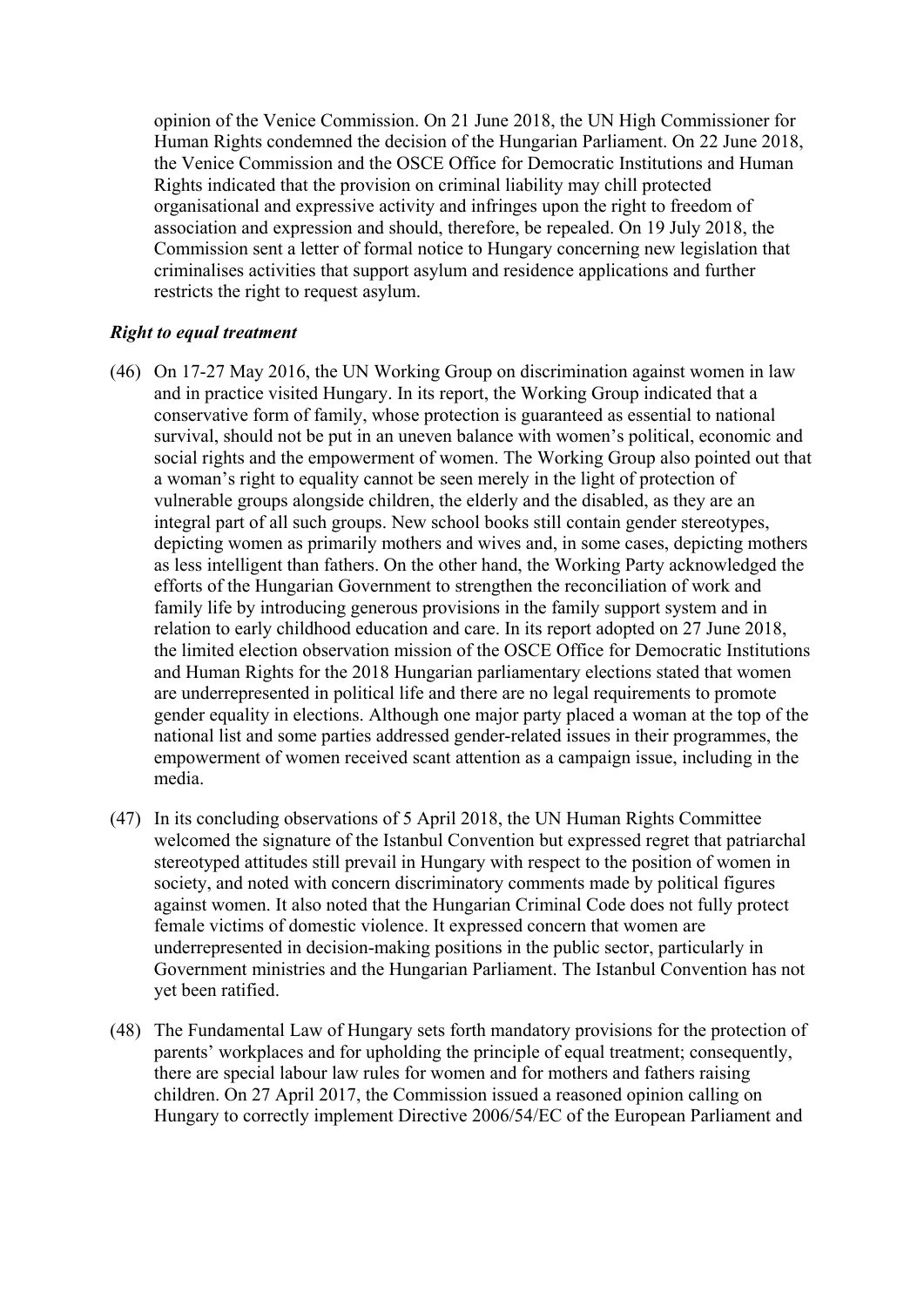opinion of the Venice Commission. On 21 June 2018, the UN High Commissioner for Human Rights condemned the decision of the Hungarian Parliament. On 22 June 2018, the Venice Commission and the OSCE Office for Democratic Institutions and Human Rights indicated that the provision on criminal liability may chill protected organisational and expressive activity and infringes upon the right to freedom of association and expression and should, therefore, be repealed. On 19 July 2018, the Commission sent a letter of formal notice to Hungary concerning new legislation that criminalises activities that support asylum and residence applications and further restricts the right to request asylum.

***Right to equal treatment***

(46) On 17-27 May 2016, the UN Working Group on discrimination against women in law and in practice visited Hungary. In its report, the Working Group indicated that a conservative form of family, whose protection is guaranteed as essential to national survival, should not be put in an uneven balance with women's political, economic and social rights and the empowerment of women. The Working Group also pointed out that a woman's right to equality cannot be seen merely in the light of protection of vulnerable groups alongside children, the elderly and the disabled, as they are an integral part of all such groups. New school books still contain gender stereotypes, depicting women as primarily mothers and wives and, in some cases, depicting mothers as less intelligent than fathers. On the other hand, the Working Party acknowledged the efforts of the Hungarian Government to strengthen the reconciliation of work and family life by introducing generous provisions in the family support system and in relation to early childhood education and care. In its report adopted on 27 June 2018, the limited election observation mission of the OSCE Office for Democratic Institutions and Human Rights for the 2018 Hungarian parliamentary elections stated that women are underrepresented in political life and there are no legal requirements to promote gender equality in elections. Although one major party placed a woman at the top of the national list and some parties addressed gender-related issues in their programmes, the empowerment of women received scant attention as a campaign issue, including in the media.

(47) In its concluding observations of 5 April 2018, the UN Human Rights Committee welcomed the signature of the Istanbul Convention but expressed regret that patriarchal stereotyped attitudes still prevail in Hungary with respect to the position of women in society, and noted with concern discriminatory comments made by political figures against women. It also noted that the Hungarian Criminal Code does not fully protect female victims of domestic violence. It expressed concern that women are underrepresented in decision-making positions in the public sector, particularly in Government ministries and the Hungarian Parliament. The Istanbul Convention has not yet been ratified.

(48) The Fundamental Law of Hungary sets forth mandatory provisions for the protection of parents' workplaces and for upholding the principle of equal treatment; consequently, there are special labour law rules for women and for mothers and fathers raising children. On 27 April 2017, the Commission issued a reasoned opinion calling on Hungary to correctly implement Directive 2006/54/EC of the European Parliament and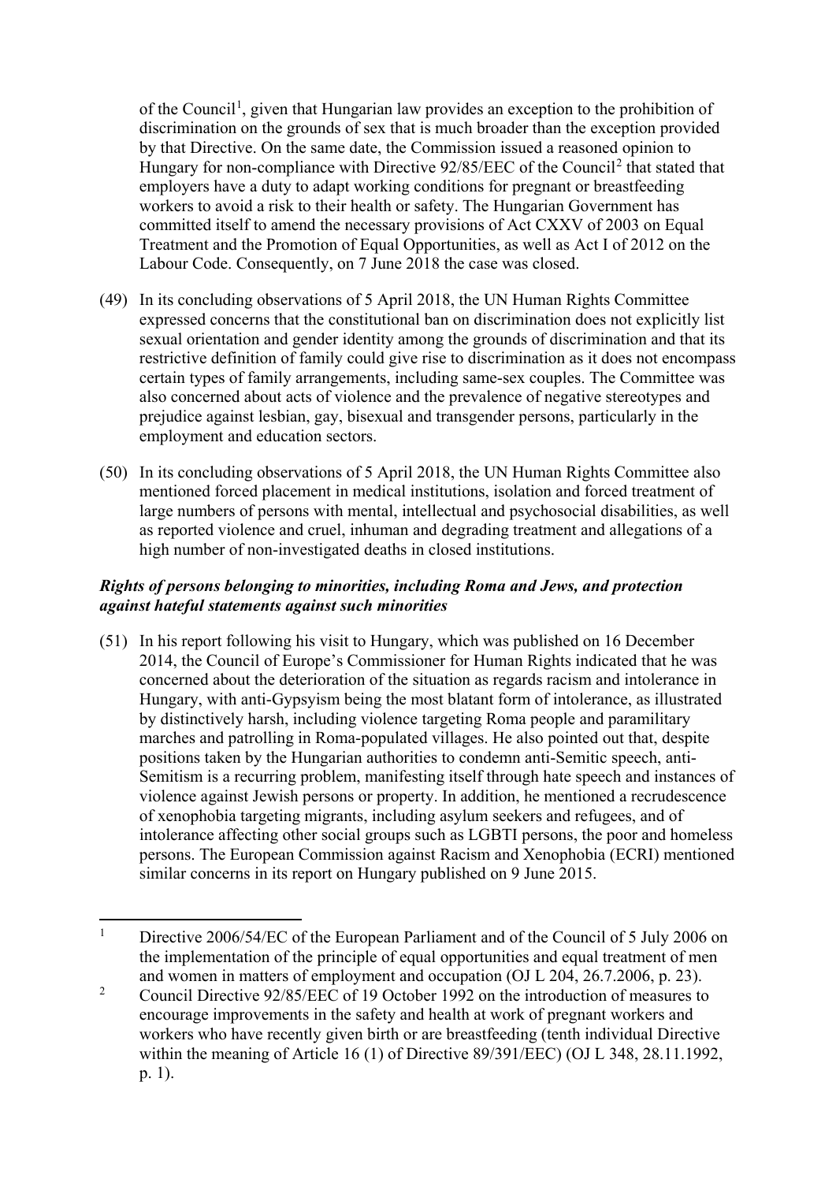of the Council[1], given that Hungarian law provides an exception to the prohibition of discrimination on the grounds of sex that is much broader than the exception provided by that Directive. On the same date, the Commission issued a reasoned opinion to Hungary for non-compliance with Directive 92/85/EEC of the Council[2] that stated that employers have a duty to adapt working conditions for pregnant or breastfeeding workers to avoid a risk to their health or safety. The Hungarian Government has committed itself to amend the necessary provisions of Act CXXV of 2003 on Equal Treatment and the Promotion of Equal Opportunities, as well as Act I of 2012 on the Labour Code. Consequently, on 7 June 2018 the case was closed.

(49) In its concluding observations of 5 April 2018, the UN Human Rights Committee expressed concerns that the constitutional ban on discrimination does not explicitly list sexual orientation and gender identity among the grounds of discrimination and that its restrictive definition of family could give rise to discrimination as it does not encompass certain types of family arrangements, including same-sex couples. The Committee was also concerned about acts of violence and the prevalence of negative stereotypes and prejudice against lesbian, gay, bisexual and transgender persons, particularly in the employment and education sectors.

(50) In its concluding observations of 5 April 2018, the UN Human Rights Committee also mentioned forced placement in medical institutions, isolation and forced treatment of large numbers of persons with mental, intellectual and psychosocial disabilities, as well as reported violence and cruel, inhuman and degrading treatment and allegations of a high number of non-investigated deaths in closed institutions.

***Rights of persons belonging to minorities, including Roma and Jews, and protection against hateful statements against such minorities***

(51) In his report following his visit to Hungary, which was published on 16 December 2014, the Council of Europe's Commissioner for Human Rights indicated that he was concerned about the deterioration of the situation as regards racism and intolerance in Hungary, with anti-Gypsyism being the most blatant form of intolerance, as illustrated by distinctively harsh, including violence targeting Roma people and paramilitary marches and patrolling in Roma-populated villages. He also pointed out that, despite positions taken by the Hungarian authorities to condemn anti-Semitic speech, anti-Semitism is a recurring problem, manifesting itself through hate speech and instances of violence against Jewish persons or property. In addition, he mentioned a recrudescence of xenophobia targeting migrants, including asylum seekers and refugees, and of intolerance affecting other social groups such as LGBTI persons, the poor and homeless persons. The European Commission against Racism and Xenophobia (ECRI) mentioned similar concerns in its report on Hungary published on 9 June 2015.

---

[1] Directive 2006/54/EC of the European Parliament and of the Council of 5 July 2006 on the implementation of the principle of equal opportunities and equal treatment of men and women in matters of employment and occupation (OJ L 204, 26.7.2006, p. 23).

[2] Council Directive 92/85/EEC of 19 October 1992 on the introduction of measures to encourage improvements in the safety and health at work of pregnant workers and workers who have recently given birth or are breastfeeding (tenth individual Directive within the meaning of Article 16 (1) of Directive 89/391/EEC) (OJ L 348, 28.11.1992, p. 1).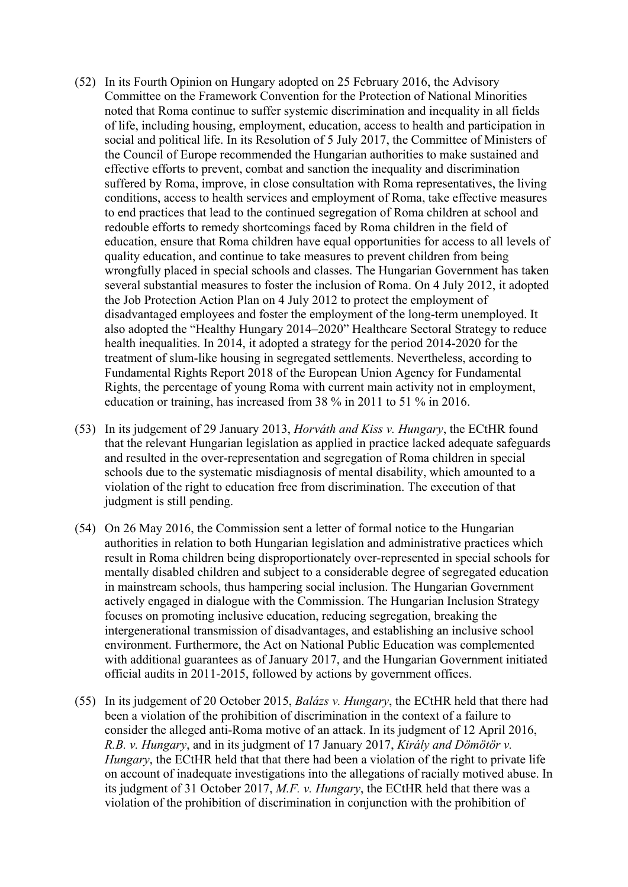(52) In its Fourth Opinion on Hungary adopted on 25 February 2016, the Advisory Committee on the Framework Convention for the Protection of National Minorities noted that Roma continue to suffer systemic discrimination and inequality in all fields of life, including housing, employment, education, access to health and participation in social and political life. In its Resolution of 5 July 2017, the Committee of Ministers of the Council of Europe recommended the Hungarian authorities to make sustained and effective efforts to prevent, combat and sanction the inequality and discrimination suffered by Roma, improve, in close consultation with Roma representatives, the living conditions, access to health services and employment of Roma, take effective measures to end practices that lead to the continued segregation of Roma children at school and redouble efforts to remedy shortcomings faced by Roma children in the field of education, ensure that Roma children have equal opportunities for access to all levels of quality education, and continue to take measures to prevent children from being wrongfully placed in special schools and classes. The Hungarian Government has taken several substantial measures to foster the inclusion of Roma. On 4 July 2012, it adopted the Job Protection Action Plan on 4 July 2012 to protect the employment of disadvantaged employees and foster the employment of the long-term unemployed. It also adopted the "Healthy Hungary 2014–2020" Healthcare Sectoral Strategy to reduce health inequalities. In 2014, it adopted a strategy for the period 2014-2020 for the treatment of slum-like housing in segregated settlements. Nevertheless, according to Fundamental Rights Report 2018 of the European Union Agency for Fundamental Rights, the percentage of young Roma with current main activity not in employment, education or training, has increased from 38 % in 2011 to 51 % in 2016.

(53) In its judgement of 29 January 2013, *Horváth and Kiss v. Hungary*, the ECtHR found that the relevant Hungarian legislation as applied in practice lacked adequate safeguards and resulted in the over-representation and segregation of Roma children in special schools due to the systematic misdiagnosis of mental disability, which amounted to a violation of the right to education free from discrimination. The execution of that judgment is still pending.

(54) On 26 May 2016, the Commission sent a letter of formal notice to the Hungarian authorities in relation to both Hungarian legislation and administrative practices which result in Roma children being disproportionately over-represented in special schools for mentally disabled children and subject to a considerable degree of segregated education in mainstream schools, thus hampering social inclusion. The Hungarian Government actively engaged in dialogue with the Commission. The Hungarian Inclusion Strategy focuses on promoting inclusive education, reducing segregation, breaking the intergenerational transmission of disadvantages, and establishing an inclusive school environment. Furthermore, the Act on National Public Education was complemented with additional guarantees as of January 2017, and the Hungarian Government initiated official audits in 2011-2015, followed by actions by government offices.

(55) In its judgement of 20 October 2015, *Balázs v. Hungary*, the ECtHR held that there had been a violation of the prohibition of discrimination in the context of a failure to consider the alleged anti-Roma motive of an attack. In its judgment of 12 April 2016, *R.B. v. Hungary*, and in its judgment of 17 January 2017, *Király and Dömötör v. Hungary*, the ECtHR held that that there had been a violation of the right to private life on account of inadequate investigations into the allegations of racially motived abuse. In its judgment of 31 October 2017, *M.F. v. Hungary*, the ECtHR held that there was a violation of the prohibition of discrimination in conjunction with the prohibition of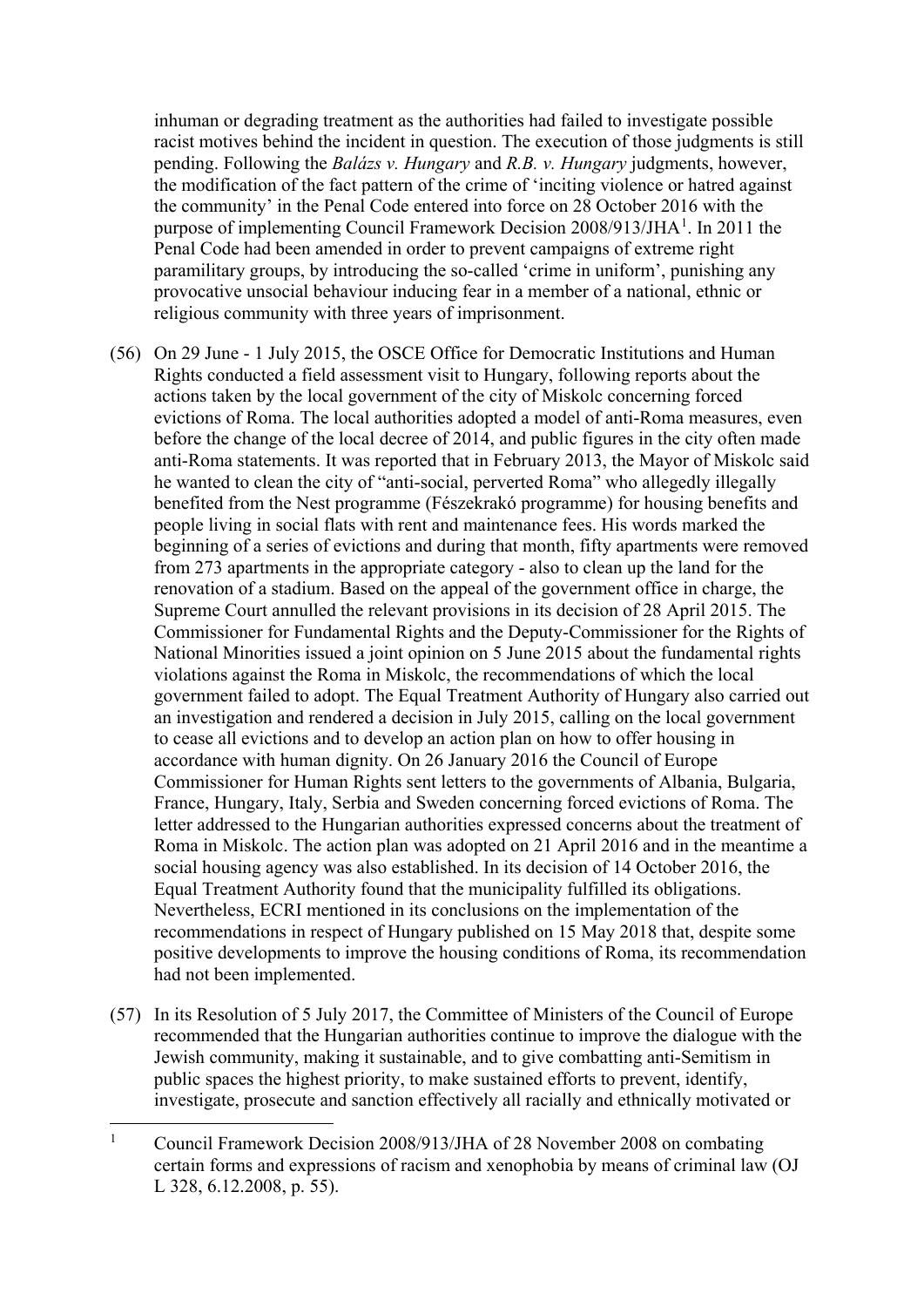inhuman or degrading treatment as the authorities had failed to investigate possible racist motives behind the incident in question. The execution of those judgments is still pending. Following the *Balázs v. Hungary* and *R.B. v. Hungary* judgments, however, the modification of the fact pattern of the crime of 'inciting violence or hatred against the community' in the Penal Code entered into force on 28 October 2016 with the purpose of implementing Council Framework Decision 2008/913/JHA[1]. In 2011 the Penal Code had been amended in order to prevent campaigns of extreme right paramilitary groups, by introducing the so-called 'crime in uniform', punishing any provocative unsocial behaviour inducing fear in a member of a national, ethnic or religious community with three years of imprisonment.

(56) On 29 June - 1 July 2015, the OSCE Office for Democratic Institutions and Human Rights conducted a field assessment visit to Hungary, following reports about the actions taken by the local government of the city of Miskolc concerning forced evictions of Roma. The local authorities adopted a model of anti-Roma measures, even before the change of the local decree of 2014, and public figures in the city often made anti-Roma statements. It was reported that in February 2013, the Mayor of Miskolc said he wanted to clean the city of "anti-social, perverted Roma" who allegedly illegally benefited from the Nest programme (Fészekrakó programme) for housing benefits and people living in social flats with rent and maintenance fees. His words marked the beginning of a series of evictions and during that month, fifty apartments were removed from 273 apartments in the appropriate category - also to clean up the land for the renovation of a stadium. Based on the appeal of the government office in charge, the Supreme Court annulled the relevant provisions in its decision of 28 April 2015. The Commissioner for Fundamental Rights and the Deputy-Commissioner for the Rights of National Minorities issued a joint opinion on 5 June 2015 about the fundamental rights violations against the Roma in Miskolc, the recommendations of which the local government failed to adopt. The Equal Treatment Authority of Hungary also carried out an investigation and rendered a decision in July 2015, calling on the local government to cease all evictions and to develop an action plan on how to offer housing in accordance with human dignity. On 26 January 2016 the Council of Europe Commissioner for Human Rights sent letters to the governments of Albania, Bulgaria, France, Hungary, Italy, Serbia and Sweden concerning forced evictions of Roma. The letter addressed to the Hungarian authorities expressed concerns about the treatment of Roma in Miskolc. The action plan was adopted on 21 April 2016 and in the meantime a social housing agency was also established. In its decision of 14 October 2016, the Equal Treatment Authority found that the municipality fulfilled its obligations. Nevertheless, ECRI mentioned in its conclusions on the implementation of the recommendations in respect of Hungary published on 15 May 2018 that, despite some positive developments to improve the housing conditions of Roma, its recommendation had not been implemented.

(57) In its Resolution of 5 July 2017, the Committee of Ministers of the Council of Europe recommended that the Hungarian authorities continue to improve the dialogue with the Jewish community, making it sustainable, and to give combatting anti-Semitism in public spaces the highest priority, to make sustained efforts to prevent, identify, investigate, prosecute and sanction effectively all racially and ethnically motivated or

---

[1] Council Framework Decision 2008/913/JHA of 28 November 2008 on combating certain forms and expressions of racism and xenophobia by means of criminal law (OJ L 328, 6.12.2008, p. 55).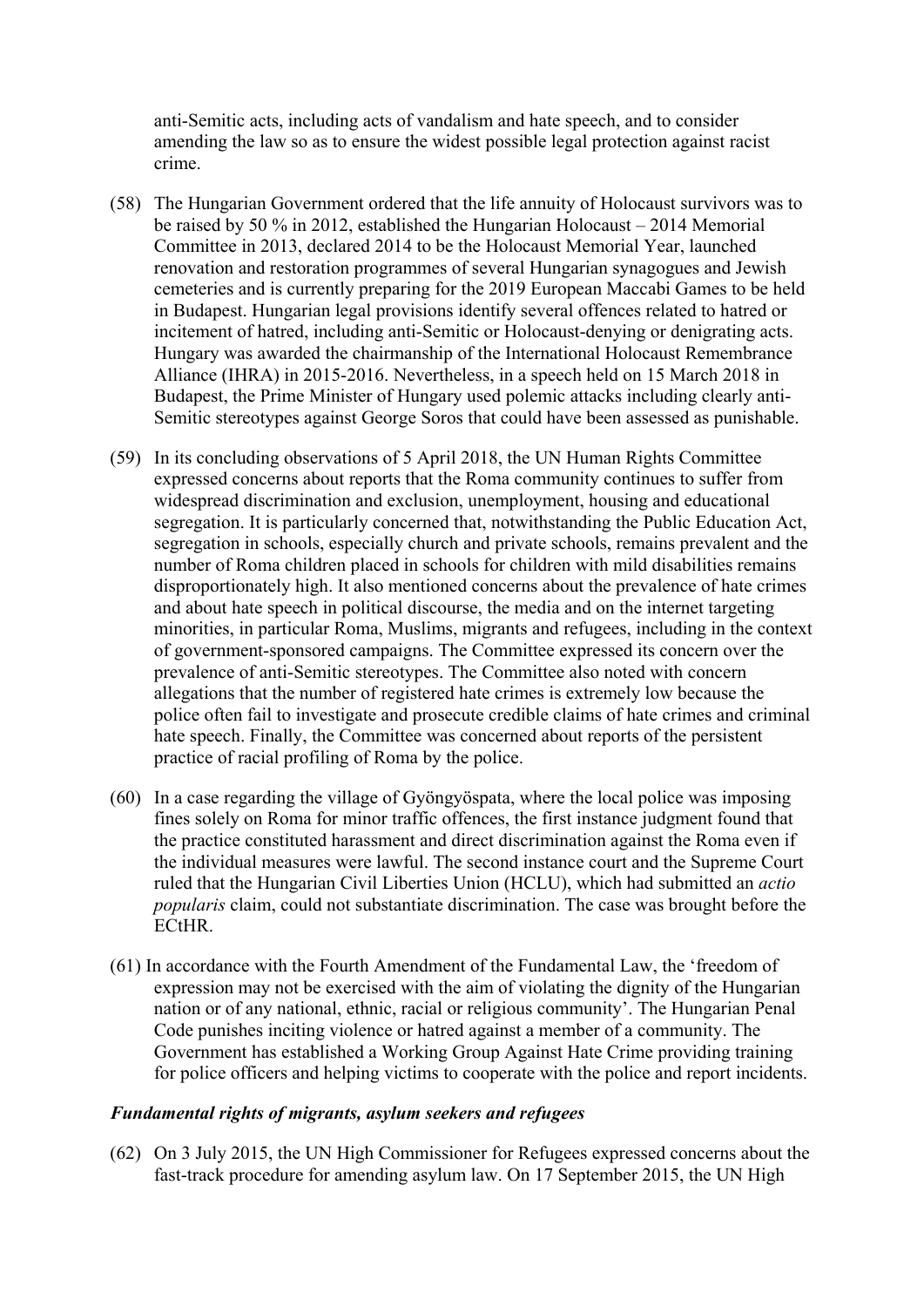anti-Semitic acts, including acts of vandalism and hate speech, and to consider amending the law so as to ensure the widest possible legal protection against racist crime.

(58) The Hungarian Government ordered that the life annuity of Holocaust survivors was to be raised by 50 % in 2012, established the Hungarian Holocaust – 2014 Memorial Committee in 2013, declared 2014 to be the Holocaust Memorial Year, launched renovation and restoration programmes of several Hungarian synagogues and Jewish cemeteries and is currently preparing for the 2019 European Maccabi Games to be held in Budapest. Hungarian legal provisions identify several offences related to hatred or incitement of hatred, including anti-Semitic or Holocaust-denying or denigrating acts. Hungary was awarded the chairmanship of the International Holocaust Remembrance Alliance (IHRA) in 2015-2016. Nevertheless, in a speech held on 15 March 2018 in Budapest, the Prime Minister of Hungary used polemic attacks including clearly anti-Semitic stereotypes against George Soros that could have been assessed as punishable.

(59) In its concluding observations of 5 April 2018, the UN Human Rights Committee expressed concerns about reports that the Roma community continues to suffer from widespread discrimination and exclusion, unemployment, housing and educational segregation. It is particularly concerned that, notwithstanding the Public Education Act, segregation in schools, especially church and private schools, remains prevalent and the number of Roma children placed in schools for children with mild disabilities remains disproportionately high. It also mentioned concerns about the prevalence of hate crimes and about hate speech in political discourse, the media and on the internet targeting minorities, in particular Roma, Muslims, migrants and refugees, including in the context of government-sponsored campaigns. The Committee expressed its concern over the prevalence of anti-Semitic stereotypes. The Committee also noted with concern allegations that the number of registered hate crimes is extremely low because the police often fail to investigate and prosecute credible claims of hate crimes and criminal hate speech. Finally, the Committee was concerned about reports of the persistent practice of racial profiling of Roma by the police.

(60) In a case regarding the village of Gyöngyöspata, where the local police was imposing fines solely on Roma for minor traffic offences, the first instance judgment found that the practice constituted harassment and direct discrimination against the Roma even if the individual measures were lawful. The second instance court and the Supreme Court ruled that the Hungarian Civil Liberties Union (HCLU), which had submitted an *actio popularis* claim, could not substantiate discrimination. The case was brought before the ECtHR.

(61) In accordance with the Fourth Amendment of the Fundamental Law, the 'freedom of expression may not be exercised with the aim of violating the dignity of the Hungarian nation or of any national, ethnic, racial or religious community'. The Hungarian Penal Code punishes inciting violence or hatred against a member of a community. The Government has established a Working Group Against Hate Crime providing training for police officers and helping victims to cooperate with the police and report incidents.

### *Fundamental rights of migrants, asylum seekers and refugees*

(62) On 3 July 2015, the UN High Commissioner for Refugees expressed concerns about the fast-track procedure for amending asylum law. On 17 September 2015, the UN High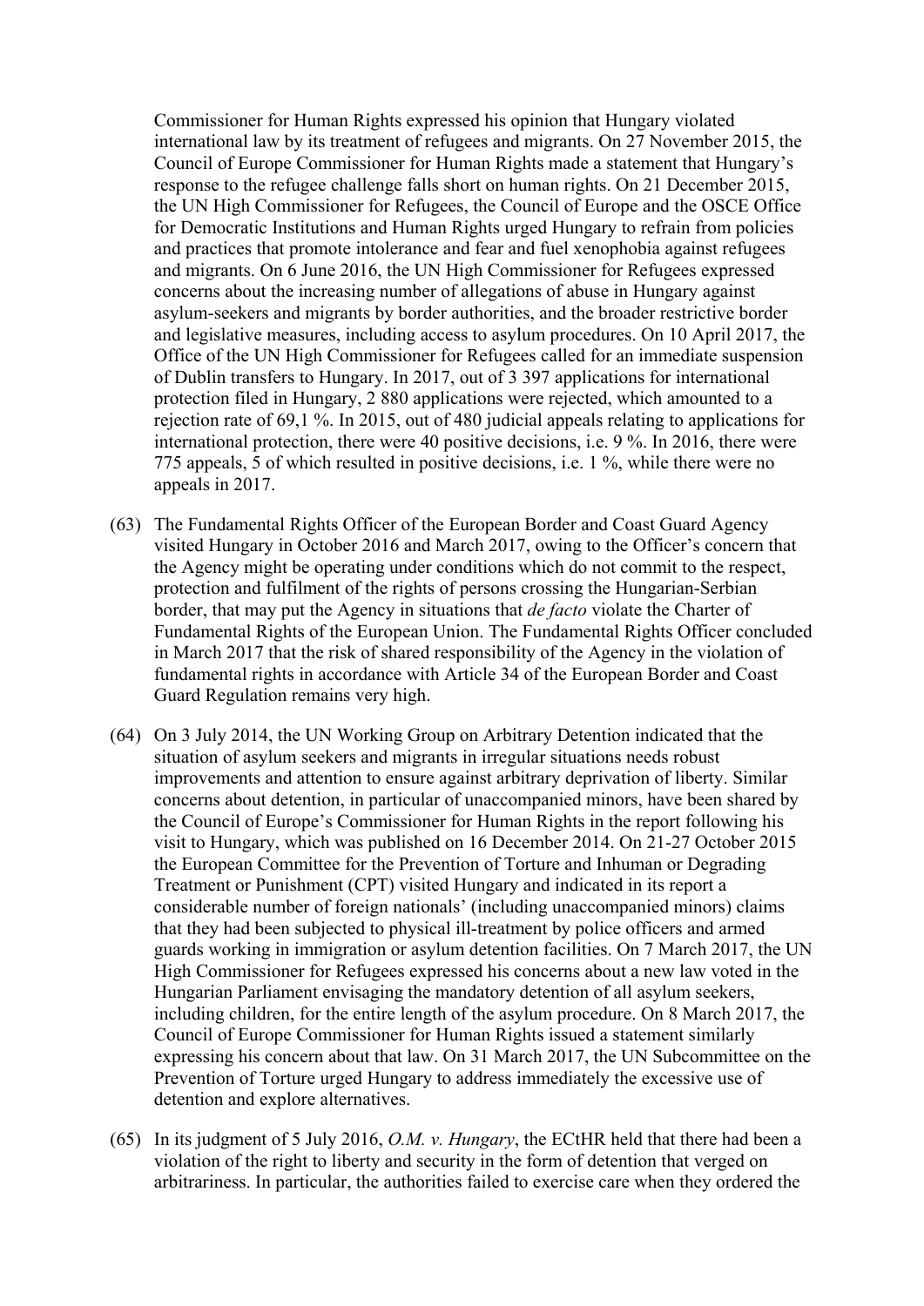Commissioner for Human Rights expressed his opinion that Hungary violated international law by its treatment of refugees and migrants. On 27 November 2015, the Council of Europe Commissioner for Human Rights made a statement that Hungary's response to the refugee challenge falls short on human rights. On 21 December 2015, the UN High Commissioner for Refugees, the Council of Europe and the OSCE Office for Democratic Institutions and Human Rights urged Hungary to refrain from policies and practices that promote intolerance and fear and fuel xenophobia against refugees and migrants. On 6 June 2016, the UN High Commissioner for Refugees expressed concerns about the increasing number of allegations of abuse in Hungary against asylum-seekers and migrants by border authorities, and the broader restrictive border and legislative measures, including access to asylum procedures. On 10 April 2017, the Office of the UN High Commissioner for Refugees called for an immediate suspension of Dublin transfers to Hungary. In 2017, out of 3 397 applications for international protection filed in Hungary, 2 880 applications were rejected, which amounted to a rejection rate of 69,1 %. In 2015, out of 480 judicial appeals relating to applications for international protection, there were 40 positive decisions, i.e. 9 %. In 2016, there were 775 appeals, 5 of which resulted in positive decisions, i.e. 1 %, while there were no appeals in 2017.

(63) The Fundamental Rights Officer of the European Border and Coast Guard Agency visited Hungary in October 2016 and March 2017, owing to the Officer's concern that the Agency might be operating under conditions which do not commit to the respect, protection and fulfilment of the rights of persons crossing the Hungarian-Serbian border, that may put the Agency in situations that *de facto* violate the Charter of Fundamental Rights of the European Union. The Fundamental Rights Officer concluded in March 2017 that the risk of shared responsibility of the Agency in the violation of fundamental rights in accordance with Article 34 of the European Border and Coast Guard Regulation remains very high.

(64) On 3 July 2014, the UN Working Group on Arbitrary Detention indicated that the situation of asylum seekers and migrants in irregular situations needs robust improvements and attention to ensure against arbitrary deprivation of liberty. Similar concerns about detention, in particular of unaccompanied minors, have been shared by the Council of Europe's Commissioner for Human Rights in the report following his visit to Hungary, which was published on 16 December 2014. On 21-27 October 2015 the European Committee for the Prevention of Torture and Inhuman or Degrading Treatment or Punishment (CPT) visited Hungary and indicated in its report a considerable number of foreign nationals' (including unaccompanied minors) claims that they had been subjected to physical ill-treatment by police officers and armed guards working in immigration or asylum detention facilities. On 7 March 2017, the UN High Commissioner for Refugees expressed his concerns about a new law voted in the Hungarian Parliament envisaging the mandatory detention of all asylum seekers, including children, for the entire length of the asylum procedure. On 8 March 2017, the Council of Europe Commissioner for Human Rights issued a statement similarly expressing his concern about that law. On 31 March 2017, the UN Subcommittee on the Prevention of Torture urged Hungary to address immediately the excessive use of detention and explore alternatives.

(65) In its judgment of 5 July 2016, *O.M. v. Hungary*, the ECtHR held that there had been a violation of the right to liberty and security in the form of detention that verged on arbitrariness. In particular, the authorities failed to exercise care when they ordered the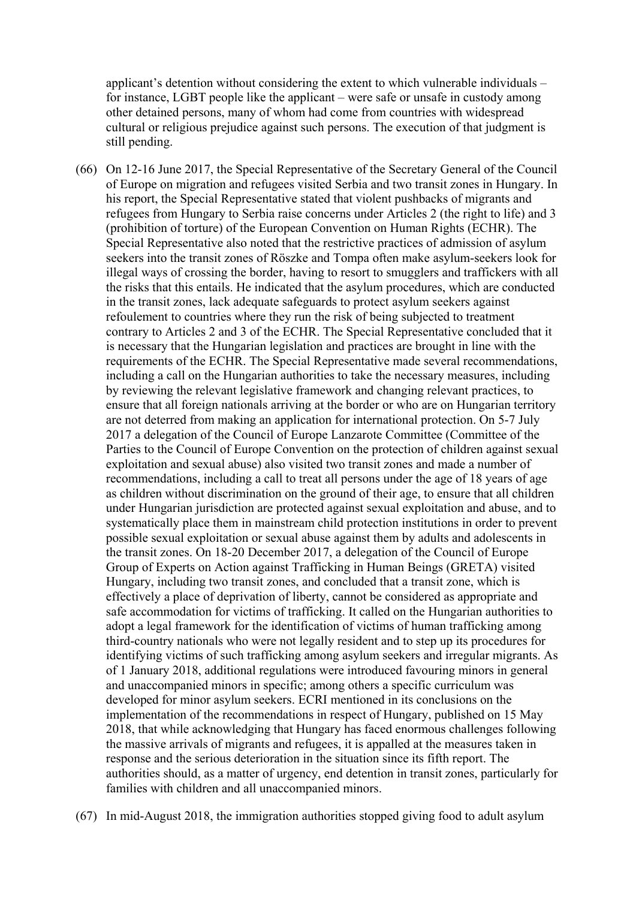applicant's detention without considering the extent to which vulnerable individuals – for instance, LGBT people like the applicant – were safe or unsafe in custody among other detained persons, many of whom had come from countries with widespread cultural or religious prejudice against such persons. The execution of that judgment is still pending.

(66) On 12-16 June 2017, the Special Representative of the Secretary General of the Council of Europe on migration and refugees visited Serbia and two transit zones in Hungary. In his report, the Special Representative stated that violent pushbacks of migrants and refugees from Hungary to Serbia raise concerns under Articles 2 (the right to life) and 3 (prohibition of torture) of the European Convention on Human Rights (ECHR). The Special Representative also noted that the restrictive practices of admission of asylum seekers into the transit zones of Röszke and Tompa often make asylum-seekers look for illegal ways of crossing the border, having to resort to smugglers and traffickers with all the risks that this entails. He indicated that the asylum procedures, which are conducted in the transit zones, lack adequate safeguards to protect asylum seekers against refoulement to countries where they run the risk of being subjected to treatment contrary to Articles 2 and 3 of the ECHR. The Special Representative concluded that it is necessary that the Hungarian legislation and practices are brought in line with the requirements of the ECHR. The Special Representative made several recommendations, including a call on the Hungarian authorities to take the necessary measures, including by reviewing the relevant legislative framework and changing relevant practices, to ensure that all foreign nationals arriving at the border or who are on Hungarian territory are not deterred from making an application for international protection. On 5-7 July 2017 a delegation of the Council of Europe Lanzarote Committee (Committee of the Parties to the Council of Europe Convention on the protection of children against sexual exploitation and sexual abuse) also visited two transit zones and made a number of recommendations, including a call to treat all persons under the age of 18 years of age as children without discrimination on the ground of their age, to ensure that all children under Hungarian jurisdiction are protected against sexual exploitation and abuse, and to systematically place them in mainstream child protection institutions in order to prevent possible sexual exploitation or sexual abuse against them by adults and adolescents in the transit zones. On 18-20 December 2017, a delegation of the Council of Europe Group of Experts on Action against Trafficking in Human Beings (GRETA) visited Hungary, including two transit zones, and concluded that a transit zone, which is effectively a place of deprivation of liberty, cannot be considered as appropriate and safe accommodation for victims of trafficking. It called on the Hungarian authorities to adopt a legal framework for the identification of victims of human trafficking among third-country nationals who were not legally resident and to step up its procedures for identifying victims of such trafficking among asylum seekers and irregular migrants. As of 1 January 2018, additional regulations were introduced favouring minors in general and unaccompanied minors in specific; among others a specific curriculum was developed for minor asylum seekers. ECRI mentioned in its conclusions on the implementation of the recommendations in respect of Hungary, published on 15 May 2018, that while acknowledging that Hungary has faced enormous challenges following the massive arrivals of migrants and refugees, it is appalled at the measures taken in response and the serious deterioration in the situation since its fifth report. The authorities should, as a matter of urgency, end detention in transit zones, particularly for families with children and all unaccompanied minors.

(67) In mid-August 2018, the immigration authorities stopped giving food to adult asylum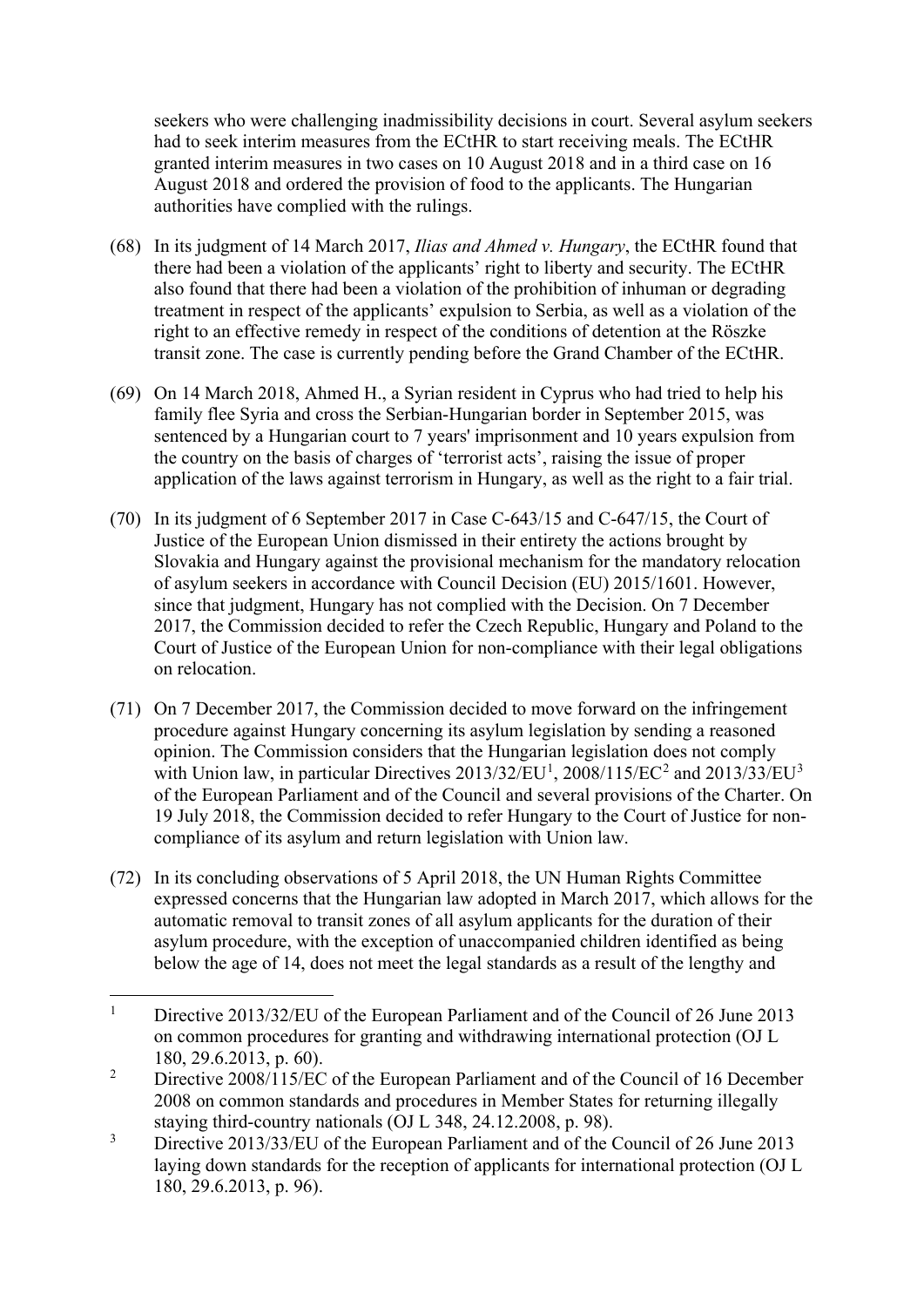seekers who were challenging inadmissibility decisions in court. Several asylum seekers had to seek interim measures from the ECtHR to start receiving meals. The ECtHR granted interim measures in two cases on 10 August 2018 and in a third case on 16 August 2018 and ordered the provision of food to the applicants. The Hungarian authorities have complied with the rulings.

(68) In its judgment of 14 March 2017, *Ilias and Ahmed v. Hungary*, the ECtHR found that there had been a violation of the applicants' right to liberty and security. The ECtHR also found that there had been a violation of the prohibition of inhuman or degrading treatment in respect of the applicants' expulsion to Serbia, as well as a violation of the right to an effective remedy in respect of the conditions of detention at the Röszke transit zone. The case is currently pending before the Grand Chamber of the ECtHR.

(69) On 14 March 2018, Ahmed H., a Syrian resident in Cyprus who had tried to help his family flee Syria and cross the Serbian-Hungarian border in September 2015, was sentenced by a Hungarian court to 7 years' imprisonment and 10 years expulsion from the country on the basis of charges of 'terrorist acts', raising the issue of proper application of the laws against terrorism in Hungary, as well as the right to a fair trial.

(70) In its judgment of 6 September 2017 in Case C-643/15 and C-647/15, the Court of Justice of the European Union dismissed in their entirety the actions brought by Slovakia and Hungary against the provisional mechanism for the mandatory relocation of asylum seekers in accordance with Council Decision (EU) 2015/1601. However, since that judgment, Hungary has not complied with the Decision. On 7 December 2017, the Commission decided to refer the Czech Republic, Hungary and Poland to the Court of Justice of the European Union for non-compliance with their legal obligations on relocation.

(71) On 7 December 2017, the Commission decided to move forward on the infringement procedure against Hungary concerning its asylum legislation by sending a reasoned opinion. The Commission considers that the Hungarian legislation does not comply with Union law, in particular Directives 2013/32/EU[1], 2008/115/EC[2] and 2013/33/EU[3] of the European Parliament and of the Council and several provisions of the Charter. On 19 July 2018, the Commission decided to refer Hungary to the Court of Justice for non-compliance of its asylum and return legislation with Union law.

(72) In its concluding observations of 5 April 2018, the UN Human Rights Committee expressed concerns that the Hungarian law adopted in March 2017, which allows for the automatic removal to transit zones of all asylum applicants for the duration of their asylum procedure, with the exception of unaccompanied children identified as being below the age of 14, does not meet the legal standards as a result of the lengthy and

---

[1] Directive 2013/32/EU of the European Parliament and of the Council of 26 June 2013 on common procedures for granting and withdrawing international protection (OJ L 180, 29.6.2013, p. 60).

[2] Directive 2008/115/EC of the European Parliament and of the Council of 16 December 2008 on common standards and procedures in Member States for returning illegally staying third-country nationals (OJ L 348, 24.12.2008, p. 98).

[3] Directive 2013/33/EU of the European Parliament and of the Council of 26 June 2013 laying down standards for the reception of applicants for international protection (OJ L 180, 29.6.2013, p. 96).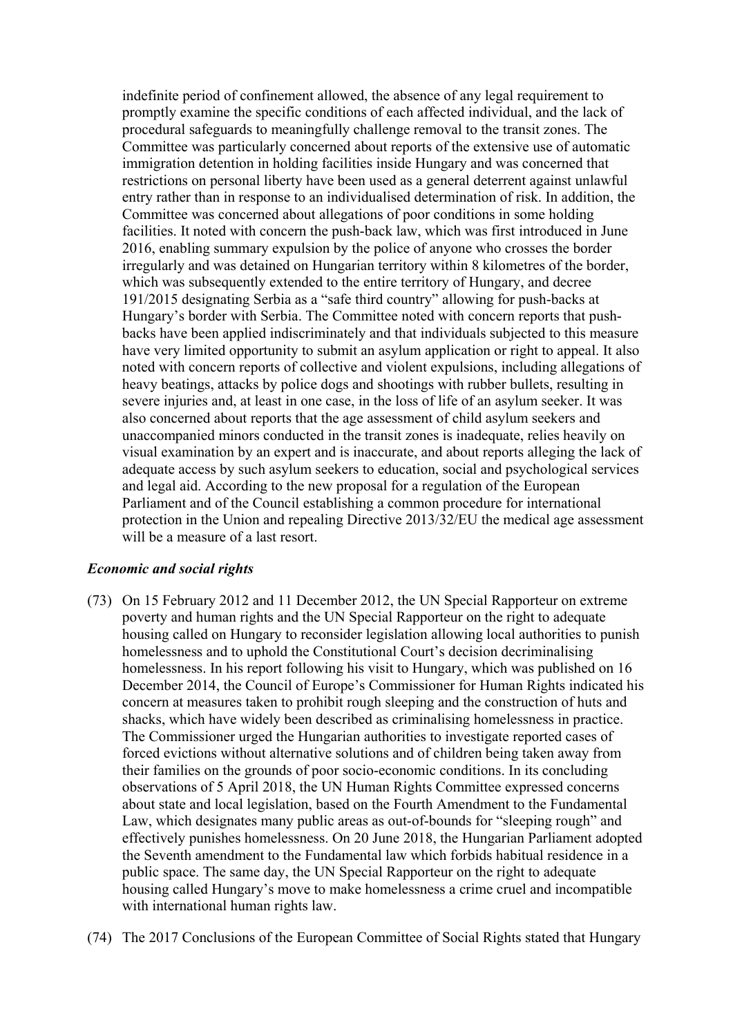indefinite period of confinement allowed, the absence of any legal requirement to promptly examine the specific conditions of each affected individual, and the lack of procedural safeguards to meaningfully challenge removal to the transit zones. The Committee was particularly concerned about reports of the extensive use of automatic immigration detention in holding facilities inside Hungary and was concerned that restrictions on personal liberty have been used as a general deterrent against unlawful entry rather than in response to an individualised determination of risk. In addition, the Committee was concerned about allegations of poor conditions in some holding facilities. It noted with concern the push-back law, which was first introduced in June 2016, enabling summary expulsion by the police of anyone who crosses the border irregularly and was detained on Hungarian territory within 8 kilometres of the border, which was subsequently extended to the entire territory of Hungary, and decree 191/2015 designating Serbia as a "safe third country" allowing for push-backs at Hungary's border with Serbia. The Committee noted with concern reports that push-backs have been applied indiscriminately and that individuals subjected to this measure have very limited opportunity to submit an asylum application or right to appeal. It also noted with concern reports of collective and violent expulsions, including allegations of heavy beatings, attacks by police dogs and shootings with rubber bullets, resulting in severe injuries and, at least in one case, in the loss of life of an asylum seeker. It was also concerned about reports that the age assessment of child asylum seekers and unaccompanied minors conducted in the transit zones is inadequate, relies heavily on visual examination by an expert and is inaccurate, and about reports alleging the lack of adequate access by such asylum seekers to education, social and psychological services and legal aid. According to the new proposal for a regulation of the European Parliament and of the Council establishing a common procedure for international protection in the Union and repealing Directive 2013/32/EU the medical age assessment will be a measure of a last resort.

### *Economic and social rights*

(73) On 15 February 2012 and 11 December 2012, the UN Special Rapporteur on extreme poverty and human rights and the UN Special Rapporteur on the right to adequate housing called on Hungary to reconsider legislation allowing local authorities to punish homelessness and to uphold the Constitutional Court's decision decriminalising homelessness. In his report following his visit to Hungary, which was published on 16 December 2014, the Council of Europe's Commissioner for Human Rights indicated his concern at measures taken to prohibit rough sleeping and the construction of huts and shacks, which have widely been described as criminalising homelessness in practice. The Commissioner urged the Hungarian authorities to investigate reported cases of forced evictions without alternative solutions and of children being taken away from their families on the grounds of poor socio-economic conditions. In its concluding observations of 5 April 2018, the UN Human Rights Committee expressed concerns about state and local legislation, based on the Fourth Amendment to the Fundamental Law, which designates many public areas as out-of-bounds for "sleeping rough" and effectively punishes homelessness. On 20 June 2018, the Hungarian Parliament adopted the Seventh amendment to the Fundamental law which forbids habitual residence in a public space. The same day, the UN Special Rapporteur on the right to adequate housing called Hungary's move to make homelessness a crime cruel and incompatible with international human rights law.

(74) The 2017 Conclusions of the European Committee of Social Rights stated that Hungary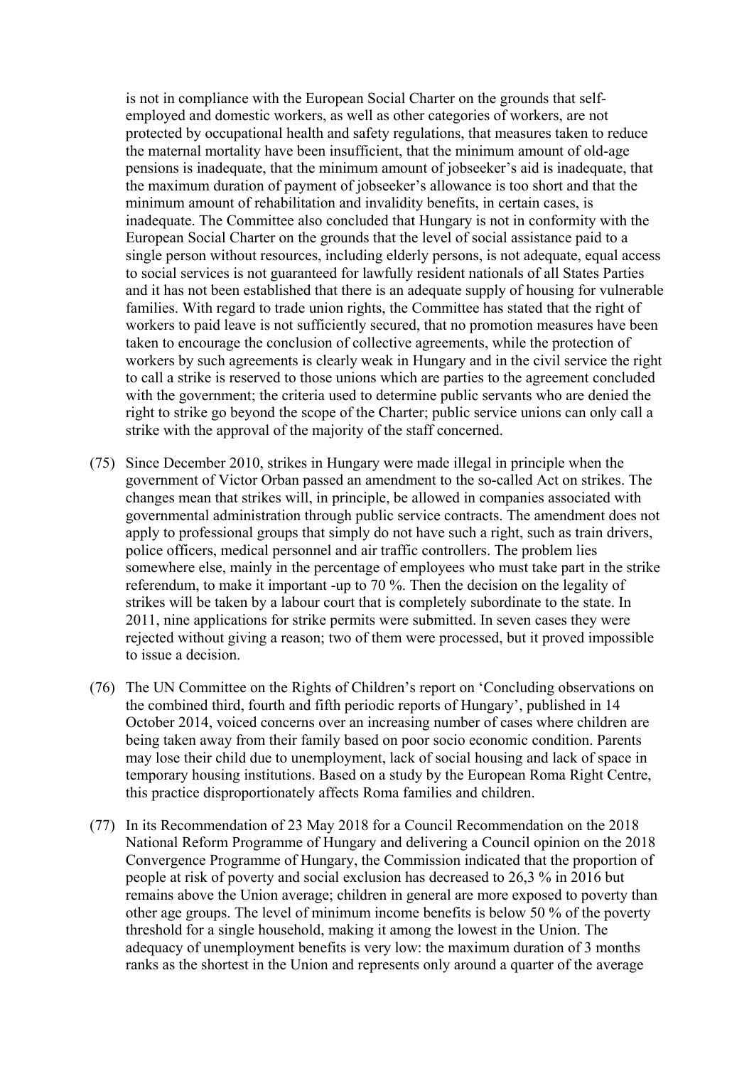is not in compliance with the European Social Charter on the grounds that self-employed and domestic workers, as well as other categories of workers, are not protected by occupational health and safety regulations, that measures taken to reduce the maternal mortality have been insufficient, that the minimum amount of old-age pensions is inadequate, that the minimum amount of jobseeker's aid is inadequate, that the maximum duration of payment of jobseeker's allowance is too short and that the minimum amount of rehabilitation and invalidity benefits, in certain cases, is inadequate. The Committee also concluded that Hungary is not in conformity with the European Social Charter on the grounds that the level of social assistance paid to a single person without resources, including elderly persons, is not adequate, equal access to social services is not guaranteed for lawfully resident nationals of all States Parties and it has not been established that there is an adequate supply of housing for vulnerable families. With regard to trade union rights, the Committee has stated that the right of workers to paid leave is not sufficiently secured, that no promotion measures have been taken to encourage the conclusion of collective agreements, while the protection of workers by such agreements is clearly weak in Hungary and in the civil service the right to call a strike is reserved to those unions which are parties to the agreement concluded with the government; the criteria used to determine public servants who are denied the right to strike go beyond the scope of the Charter; public service unions can only call a strike with the approval of the majority of the staff concerned.

(75) Since December 2010, strikes in Hungary were made illegal in principle when the government of Victor Orban passed an amendment to the so-called Act on strikes. The changes mean that strikes will, in principle, be allowed in companies associated with governmental administration through public service contracts. The amendment does not apply to professional groups that simply do not have such a right, such as train drivers, police officers, medical personnel and air traffic controllers. The problem lies somewhere else, mainly in the percentage of employees who must take part in the strike referendum, to make it important -up to 70 %. Then the decision on the legality of strikes will be taken by a labour court that is completely subordinate to the state. In 2011, nine applications for strike permits were submitted. In seven cases they were rejected without giving a reason; two of them were processed, but it proved impossible to issue a decision.

(76) The UN Committee on the Rights of Children's report on 'Concluding observations on the combined third, fourth and fifth periodic reports of Hungary', published in 14 October 2014, voiced concerns over an increasing number of cases where children are being taken away from their family based on poor socio economic condition. Parents may lose their child due to unemployment, lack of social housing and lack of space in temporary housing institutions. Based on a study by the European Roma Right Centre, this practice disproportionately affects Roma families and children.

(77) In its Recommendation of 23 May 2018 for a Council Recommendation on the 2018 National Reform Programme of Hungary and delivering a Council opinion on the 2018 Convergence Programme of Hungary, the Commission indicated that the proportion of people at risk of poverty and social exclusion has decreased to 26,3 % in 2016 but remains above the Union average; children in general are more exposed to poverty than other age groups. The level of minimum income benefits is below 50 % of the poverty threshold for a single household, making it among the lowest in the Union. The adequacy of unemployment benefits is very low: the maximum duration of 3 months ranks as the shortest in the Union and represents only around a quarter of the average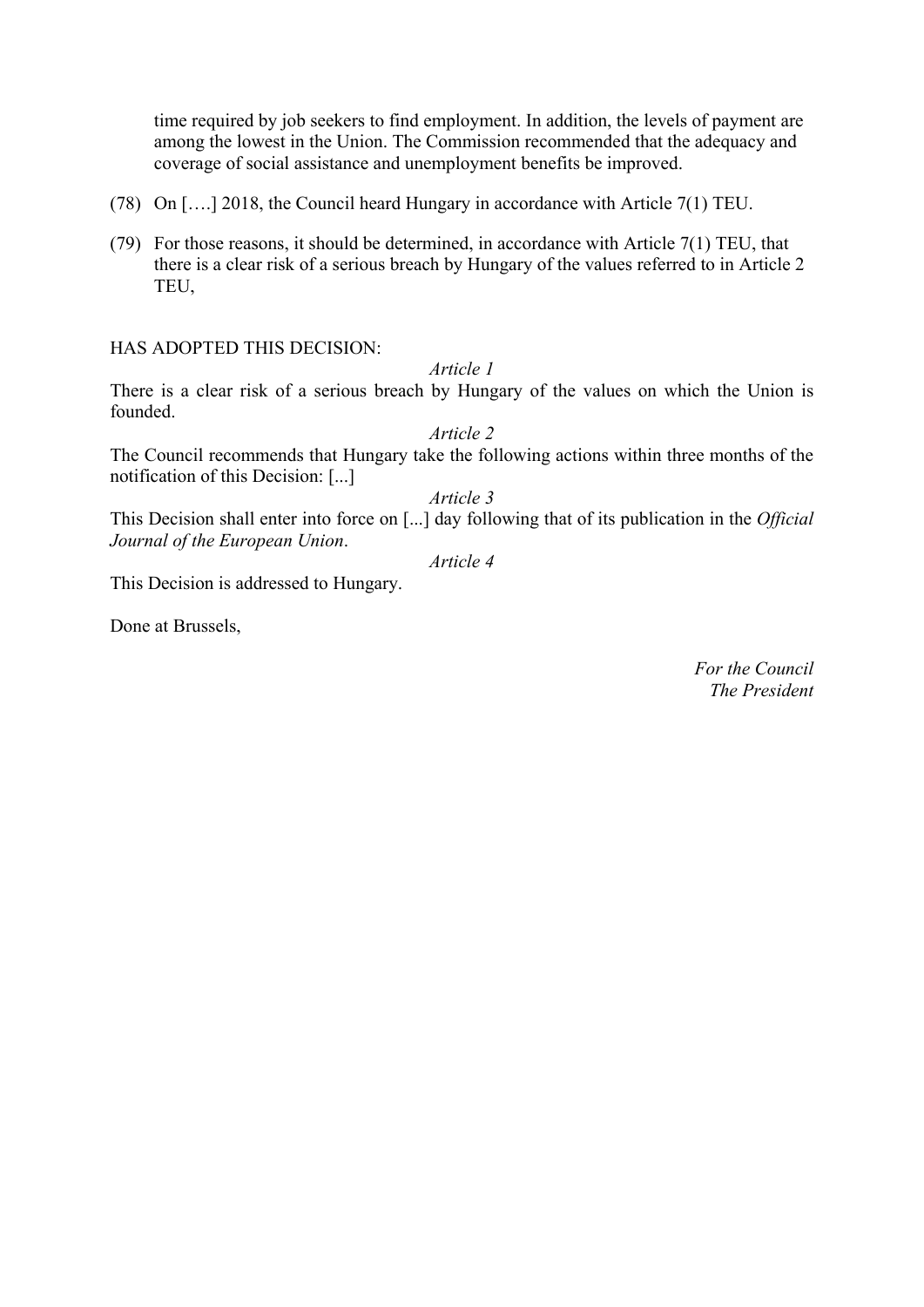time required by job seekers to find employment. In addition, the levels of payment are among the lowest in the Union. The Commission recommended that the adequacy and coverage of social assistance and unemployment benefits be improved.

(78) On [….] 2018, the Council heard Hungary in accordance with Article 7(1) TEU.

(79) For those reasons, it should be determined, in accordance with Article 7(1) TEU, that there is a clear risk of a serious breach by Hungary of the values referred to in Article 2 TEU,

HAS ADOPTED THIS DECISION:

*Article 1*

There is a clear risk of a serious breach by Hungary of the values on which the Union is founded.

*Article 2*

The Council recommends that Hungary take the following actions within three months of the notification of this Decision: [...]

*Article 3*

This Decision shall enter into force on [...] day following that of its publication in the *Official Journal of the European Union*.

*Article 4*

This Decision is addressed to Hungary.

Done at Brussels,

*For the Council*
*The President*